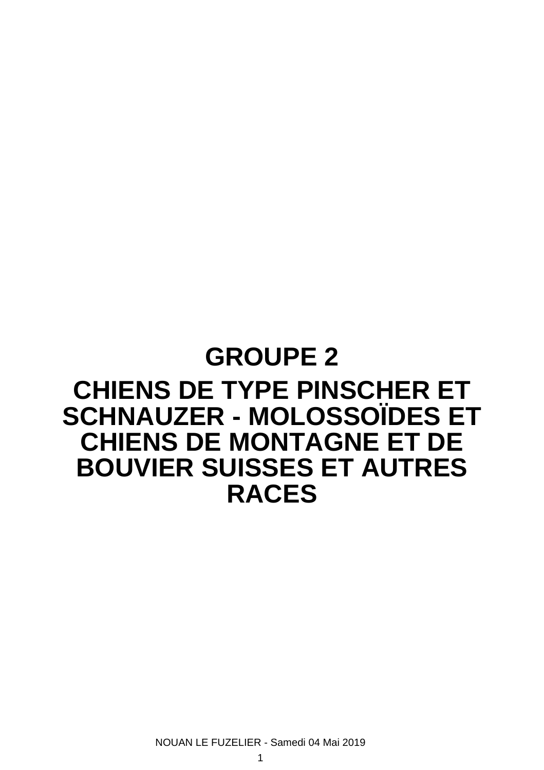# GROUPE 2

## CHIENS DE TYPE PINSCHER ET SCHNAUZER - MOLOSSOÏDES ET CHIENS DE MONTAGNE ET DE BOUVIER SUISSES ET AUTRES RACES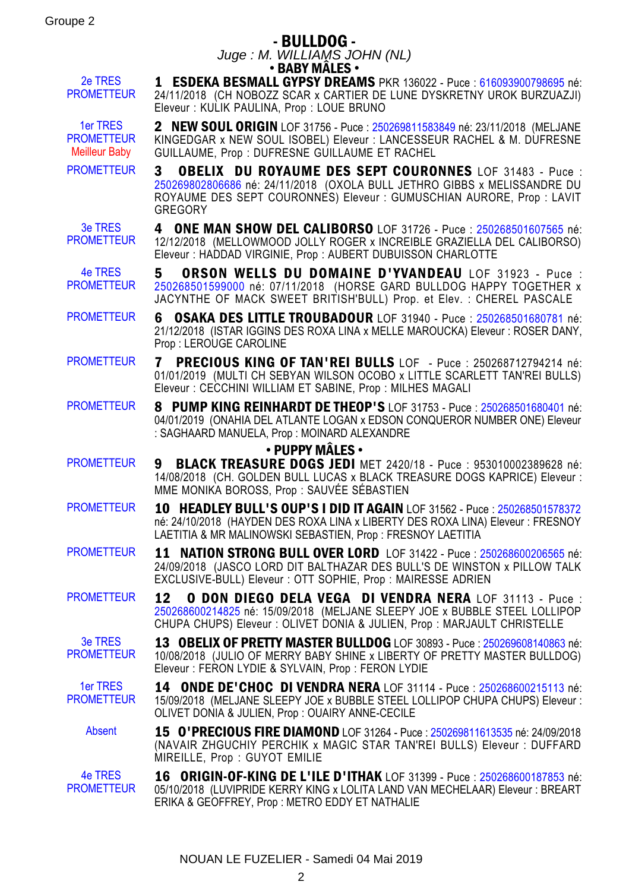Groupe 2

# - BULLDOG -

*Juge : M. WILLIAMS JOHN (NL)*

## • BABY MÂLES •

2e TRES PROMETTEUR — **1 ESDEKA BESMALL GYPSY DREAMS** PKR 136022 - Puce : 616093900798695 né: 24/11/2018 (CH NOBOZZ SCAR x CARTIER DE LUNE DYSKRETNY UROK BURZUAZJI) Eleveur : KULIK PAULINA, Prop : LOUE BRUNO

1er TRES PROMETTEUR Meilleur Baby — **2 NEW SOUL ORIGIN** LOF 31756 - Puce : 250269811583849 né: 23/11/2018 (MELJANE KINGEDGAR x NEW SOUL ISOBEL) Eleveur : LANCESSEUR RACHEL & M. DUFRESNE GUILLAUME, Prop : DUFRESNE GUILLAUME ET RACHEL

PROMETTEUR — **3 OBELIX DU ROYAUME DES SEPT COURONNES** LOF 31483 - Puce : 250269802806686 né: 24/11/2018 (OXOLA BULL JETHRO GIBBS x MELISSANDRE DU ROYAUME DES SEPT COURONNES) Eleveur : GUMUSCHIAN AURORE, Prop : LAVIT GREGORY

3e TRES PROMETTEUR — **4 ONE MAN SHOW DEL CALIBORSO** LOF 31726 - Puce : 250268501607565 né: 12/12/2018 (MELLOWMOOD JOLLY ROGER x INCREIBLE GRAZIELLA DEL CALIBORSO) Eleveur : HADDAD VIRGINIE, Prop : AUBERT DUBUISSON CHARLOTTE

4e TRES PROMETTEUR — **5 ORSON WELLS DU DOMAINE D'YVANDEAU** LOF 31923 - Puce : 250268501599000 né: 07/11/2018 (HORSE GARD BULLDOG HAPPY TOGETHER x JACYNTHE OF MACK SWEET BRITISH'BULL) Prop. et Elev. : CHEREL PASCALE

PROMETTEUR — **6 OSAKA DES LITTLE TROUBADOUR** LOF 31940 - Puce : 250268501680781 né: 21/12/2018 (ISTAR IGGINS DES ROXA LINA x MELLE MAROUCKA) Eleveur : ROSER DANY, Prop : LEROUGE CAROLINE

PROMETTEUR — **7 PRECIOUS KING OF TAN'REI BULLS** LOF - Puce : 250268712794214 né: 01/01/2019 (MULTI CH SEBYAN WILSON OCOBO x LITTLE SCARLETT TAN'REI BULLS) Eleveur : CECCHINI WILLIAM ET SABINE, Prop : MILHES MAGALI

PROMETTEUR — **8 PUMP KING REINHARDT DE THEOP'S** LOF 31753 - Puce : 250268501680401 né: 04/01/2019 (ONAHIA DEL ATLANTE LOGAN x EDSON CONQUEROR NUMBER ONE) Eleveur : SAGHAARD MANUELA, Prop : MOINARD ALEXANDRE

## • PUPPY MÂLES •

PROMETTEUR — **9 BLACK TREASURE DOGS JEDI** MET 2420/18 - Puce : 953010002389628 né: 14/08/2018 (CH. GOLDEN BULL LUCAS x BLACK TREASURE DOGS KAPRICE) Eleveur : MME MONIKA BOROSS, Prop : SAUVÉE SÉBASTIEN

PROMETTEUR — **10 HEADLEY BULL'S OUP'S I DID IT AGAIN** LOF 31562 - Puce : 250268501578372 né: 24/10/2018 (HAYDEN DES ROXA LINA x LIBERTY DES ROXA LINA) Eleveur : FRESNOY LAETITIA & MR MALINOWSKI SEBASTIEN, Prop : FRESNOY LAETITIA

PROMETTEUR — **11 NATION STRONG BULL OVER LORD** LOF 31422 - Puce : 250268600206565 né: 24/09/2018 (JASCO LORD DIT BALTHAZAR DES BULL'S DE WINSTON x PILLOW TALK EXCLUSIVE-BULL) Eleveur : OTT SOPHIE, Prop : MAIRESSE ADRIEN

PROMETTEUR — **12 O DON DIEGO DELA VEGA DI VENDRA NERA** LOF 31113 - Puce : 250268600214825 né: 15/09/2018 (MELJANE SLEEPY JOE x BUBBLE STEEL LOLLIPOP CHUPA CHUPS) Eleveur : OLIVET DONIA & JULIEN, Prop : MARJAULT CHRISTELLE

3e TRES PROMETTEUR — **13 OBELIX OF PRETTY MASTER BULLDOG** LOF 30893 - Puce : 250269608140863 né: 10/08/2018 (JULIO OF MERRY BABY SHINE x LIBERTY OF PRETTY MASTER BULLDOG) Eleveur : FERON LYDIE & SYLVAIN, Prop : FERON LYDIE

1er TRES PROMETTEUR — **14 ONDE DE'CHOC DI VENDRA NERA** LOF 31114 - Puce : 250268600215113 né: 15/09/2018 (MELJANE SLEEPY JOE x BUBBLE STEEL LOLLIPOP CHUPA CHUPS) Eleveur : OLIVET DONIA & JULIEN, Prop : OUAIRY ANNE-CECILE

Absent — **15 O'PRECIOUS FIRE DIAMOND** LOF 31264 - Puce : 250269811613535 né: 24/09/2018 (NAVAIR ZHGUCHIY PERCHIK x MAGIC STAR TAN'REI BULLS) Eleveur : DUFFARD MIREILLE, Prop : GUYOT EMILIE

4e TRES PROMETTEUR — **16 ORIGIN-OF-KING DE L'ILE D'ITHAK** LOF 31399 - Puce : 250268600187853 né: 05/10/2018 (LUVIPRIDE KERRY KING x LOLITA LAND VAN MECHELAAR) Eleveur : BREART ERIKA & GEOFFREY, Prop : METRO EDDY ET NATHALIE

NOUAN LE FUZELIER - Samedi 04 Mai 2019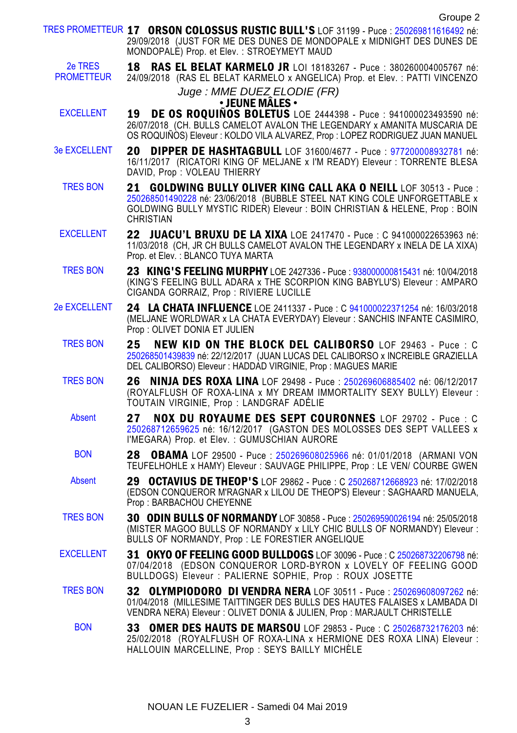Groupe 2

TRES PROMETTEUR **17 ORSON COLOSSUS RUSTIC BULL'S** LOF 31199 - Puce : 250269811616492 né: 29/09/2018 (JUST FOR ME DES DUNES DE MONDOPALE x MIDNIGHT DES DUNES DE MONDOPALE) Prop. et Elev. : STROEYMEYT MAUD

2e TRES PROMETTEUR **18 RAS EL BELAT KARMELO JR** LOI 18183267 - Puce : 380260004005767 né: 24/09/2018 (RAS EL BELAT KARMELO x ANGELICA) Prop. et Elev. : PATTI VINCENZO

*Juge : MME DUEZ ELODIE (FR)*

**• JEUNE MÂLES •**

EXCELLENT **19 DE OS ROQUIÑOS BOLETUS** LOE 2444398 - Puce : 941000023493590 né: 26/07/2018 (CH. BULLS CAMELOT AVALON THE LEGENDARY x AMANITA MUSCARIA DE OS ROQUIÑOS) Eleveur : KOLDO VILA ALVAREZ, Prop : LOPEZ RODRIGUEZ JUAN MANUEL

3e EXCELLENT **20 DIPPER DE HASHTAGBULL** LOF 31600/4677 - Puce : 977200008932781 né: 16/11/2017 (RICATORI KING OF MELJANE x I'M READY) Eleveur : TORRENTE BLESA DAVID, Prop : VOLEAU THIERRY

TRES BON **21 GOLDWING BULLY OLIVER KING CALL AKA O NEILL** LOF 30513 - Puce : 250268501490228 né: 23/06/2018 (BUBBLE STEEL NAT KING COLE UNFORGETTABLE x GOLDWING BULLY MYSTIC RIDER) Eleveur : BOIN CHRISTIAN & HELENE, Prop : BOIN CHRISTIAN

EXCELLENT **22 JUACU'L BRUXU DE LA XIXA** LOE 2417470 - Puce : C 941000022653963 né: 11/03/2018 (CH, JR CH BULLS CAMELOT AVALON THE LEGENDARY x INELA DE LA XIXA) Prop. et Elev. : BLANCO TUYA MARTA

TRES BON **23 KING'S FEELING MURPHY** LOE 2427336 - Puce : 938000000815431 né: 10/04/2018 (KING'S FEELING BULL ADARA x THE SCORPION KING BABYLU'S) Eleveur : AMPARO CIGANDA GORRAIZ, Prop : RIVIERE LUCILLE

2e EXCELLENT **24 LA CHATA INFLUENCE** LOE 2411337 - Puce : C 941000022371254 né: 16/03/2018 (MELJANE WORLDWAR x LA CHATA EVERYDAY) Eleveur : SANCHIS INFANTE CASIMIRO, Prop : OLIVET DONIA ET JULIEN

TRES BON **25 NEW KID ON THE BLOCK DEL CALIBORSO** LOF 29463 - Puce : C 250268501439839 né: 22/12/2017 (JUAN LUCAS DEL CALIBORSO x INCREIBLE GRAZIELLA DEL CALIBORSO) Eleveur : HADDAD VIRGINIE, Prop : MAGUES MARIE

TRES BON **26 NINJA DES ROXA LINA** LOF 29498 - Puce : 250269606885402 né: 06/12/2017 (ROYALFLUSH OF ROXA-LINA x MY DREAM IMMORTALITY SEXY BULLY) Eleveur : TOUTAIN VIRGINIE, Prop : LANDGRAF ADÉLIE

Absent **27 NOX DU ROYAUME DES SEPT COURONNES** LOF 29702 - Puce : C 250268712659625 né: 16/12/2017 (GASTON DES MOLOSSES DES SEPT VALLEES x I'MEGARA) Prop. et Elev. : GUMUSCHIAN AURORE

BON **28 OBAMA** LOF 29500 - Puce : 250269608025966 né: 01/01/2018 (ARMANI VON TEUFELHOHLE x HAMY) Eleveur : SAUVAGE PHILIPPE, Prop : LE VEN/ COURBE GWEN

Absent **29 OCTAVIUS DE THEOP'S** LOF 29862 - Puce : C 250268712668923 né: 17/02/2018 (EDSON CONQUEROR M'RAGNAR x LILOU DE THEOP'S) Eleveur : SAGHAARD MANUELA, Prop : BARBACHOU CHEYENNE

TRES BON **30 ODIN BULLS OF NORMANDY** LOF 30858 - Puce : 250269590026194 né: 25/05/2018 (MISTER MAGOO BULLS OF NORMANDY x LILY CHIC BULLS OF NORMANDY) Eleveur : BULLS OF NORMANDY, Prop : LE FORESTIER ANGELIQUE

EXCELLENT **31 OKYO OF FEELING GOOD BULLDOGS** LOF 30096 - Puce : C 250268732206798 né: 07/04/2018 (EDSON CONQUEROR LORD-BYRON x LOVELY OF FEELING GOOD BULLDOGS) Eleveur : PALIERNE SOPHIE, Prop : ROUX JOSETTE

TRES BON **32 OLYMPIODORO DI VENDRA NERA** LOF 30511 - Puce : 250269608097262 né: 01/04/2018 (MILLESIME TAITTINGER DES BULLS DES HAUTES FALAISES x LAMBADA DI VENDRA NERA) Eleveur : OLIVET DONIA & JULIEN, Prop : MARJAULT CHRISTELLE

BON **33 OMER DES HAUTS DE MARSOU** LOF 29853 - Puce : C 250268732176203 né: 25/02/2018 (ROYALFLUSH OF ROXA-LINA x HERMIONE DES ROXA LINA) Eleveur : HALLOUIN MARCELLINE, Prop : SEYS BAILLY MICHÈLE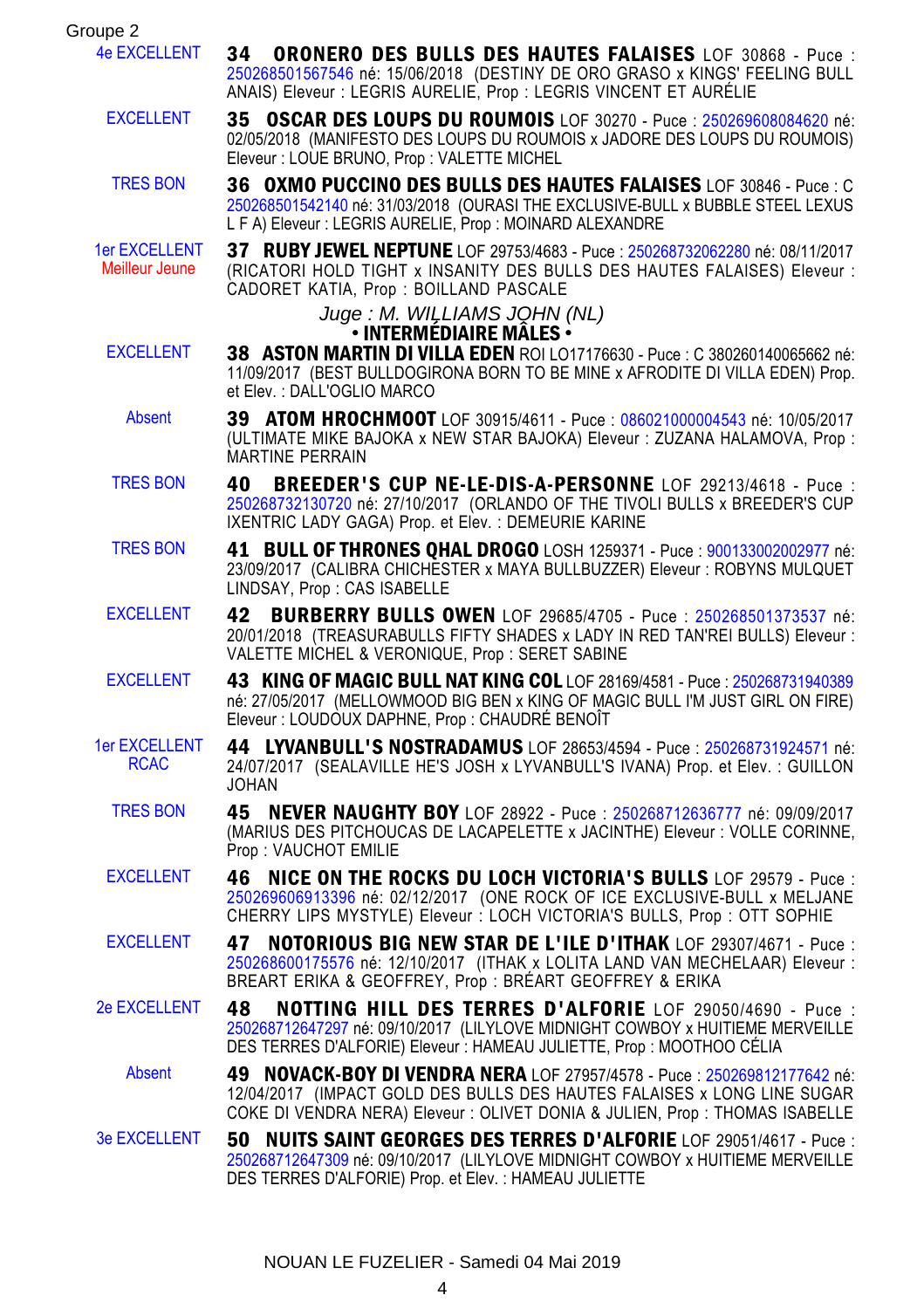Groupe 2

4e EXCELLENT — **34 ORONERO DES BULLS DES HAUTES FALAISES** LOF 30868 - Puce : 250268501567546 né: 15/06/2018 (DESTINY DE ORO GRASO x KINGS' FEELING BULL ANAIS) Eleveur : LEGRIS AURELIE, Prop : LEGRIS VINCENT ET AURÉLIE

EXCELLENT — **35 OSCAR DES LOUPS DU ROUMOIS** LOF 30270 - Puce : 250269608084620 né: 02/05/2018 (MANIFESTO DES LOUPS DU ROUMOIS x JADORE DES LOUPS DU ROUMOIS) Eleveur : LOUE BRUNO, Prop : VALETTE MICHEL

TRES BON — **36 OXMO PUCCINO DES BULLS DES HAUTES FALAISES** LOF 30846 - Puce : C 250268501542140 né: 31/03/2018 (OURASI THE EXCLUSIVE-BULL x BUBBLE STEEL LEXUS L F A) Eleveur : LEGRIS AURELIE, Prop : MOINARD ALEXANDRE

1er EXCELLENT Meilleur Jeune — **37 RUBY JEWEL NEPTUNE** LOF 29753/4683 - Puce : 250268732062280 né: 08/11/2017 (RICATORI HOLD TIGHT x INSANITY DES BULLS DES HAUTES FALAISES) Eleveur : CADORET KATIA, Prop : BOILLAND PASCALE

*Juge : M. WILLIAMS JOHN (NL)*

**• INTERMÉDIAIRE MÂLES •**

EXCELLENT — **38 ASTON MARTIN DI VILLA EDEN** ROI LO17176630 - Puce : C 380260140065662 né: 11/09/2017 (BEST BULLDOGIRONA BORN TO BE MINE x AFRODITE DI VILLA EDEN) Prop. et Elev. : DALL'OGLIO MARCO

Absent — **39 ATOM HROCHMOOT** LOF 30915/4611 - Puce : 086021000004543 né: 10/05/2017 (ULTIMATE MIKE BAJOKA x NEW STAR BAJOKA) Eleveur : ZUZANA HALAMOVA, Prop : MARTINE PERRAIN

TRES BON — **40 BREEDER'S CUP NE-LE-DIS-A-PERSONNE** LOF 29213/4618 - Puce : 250268732130720 né: 27/10/2017 (ORLANDO OF THE TIVOLI BULLS x BREEDER'S CUP IXENTRIC LADY GAGA) Prop. et Elev. : DEMEURIE KARINE

TRES BON — **41 BULL OF THRONES QHAL DROGO** LOSH 1259371 - Puce : 900133002002977 né: 23/09/2017 (CALIBRA CHICHESTER x MAYA BULLBUZZER) Eleveur : ROBYNS MULQUET LINDSAY, Prop : CAS ISABELLE

EXCELLENT — **42 BURBERRY BULLS OWEN** LOF 29685/4705 - Puce : 250268501373537 né: 20/01/2018 (TREASURABULLS FIFTY SHADES x LADY IN RED TAN'REI BULLS) Eleveur : VALETTE MICHEL & VERONIQUE, Prop : SERET SABINE

EXCELLENT — **43 KING OF MAGIC BULL NAT KING COL** LOF 28169/4581 - Puce : 250268731940389 né: 27/05/2017 (MELLOWMOOD BIG BEN x KING OF MAGIC BULL I'M JUST GIRL ON FIRE) Eleveur : LOUDOUX DAPHNE, Prop : CHAUDRÉ BENOÎT

1er EXCELLENT RCAC — **44 LYVANBULL'S NOSTRADAMUS** LOF 28653/4594 - Puce : 250268731924571 né: 24/07/2017 (SEALAVILLE HE'S JOSH x LYVANBULL'S IVANA) Prop. et Elev. : GUILLON JOHAN

TRES BON — **45 NEVER NAUGHTY BOY** LOF 28922 - Puce : 250268712636777 né: 09/09/2017 (MARIUS DES PITCHOUCAS DE LACAPELETTE x JACINTHE) Eleveur : VOLLE CORINNE, Prop : VAUCHOT EMILIE

EXCELLENT — **46 NICE ON THE ROCKS DU LOCH VICTORIA'S BULLS** LOF 29579 - Puce : 250269606913396 né: 02/12/2017 (ONE ROCK OF ICE EXCLUSIVE-BULL x MELJANE CHERRY LIPS MYSTYLE) Eleveur : LOCH VICTORIA'S BULLS, Prop : OTT SOPHIE

EXCELLENT — **47 NOTORIOUS BIG NEW STAR DE L'ILE D'ITHAK** LOF 29307/4671 - Puce : 250268600175576 né: 12/10/2017 (ITHAK x LOLITA LAND VAN MECHELAAR) Eleveur : BREART ERIKA & GEOFFREY, Prop : BRÉART GEOFFREY & ERIKA

2e EXCELLENT — **48 NOTTING HILL DES TERRES D'ALFORIE** LOF 29050/4690 - Puce : 250268712647297 né: 09/10/2017 (LILYLOVE MIDNIGHT COWBOY x HUITIEME MERVEILLE DES TERRES D'ALFORIE) Eleveur : HAMEAU JULIETTE, Prop : MOOTHOO CÉLIA

Absent — **49 NOVACK-BOY DI VENDRA NERA** LOF 27957/4578 - Puce : 250269812177642 né: 12/04/2017 (IMPACT GOLD DES BULLS DES HAUTES FALAISES x LONG LINE SUGAR COKE DI VENDRA NERA) Eleveur : OLIVET DONIA & JULIEN, Prop : THOMAS ISABELLE

3e EXCELLENT — **50 NUITS SAINT GEORGES DES TERRES D'ALFORIE** LOF 29051/4617 - Puce : 250268712647309 né: 09/10/2017 (LILYLOVE MIDNIGHT COWBOY x HUITIEME MERVEILLE DES TERRES D'ALFORIE) Prop. et Elev. : HAMEAU JULIETTE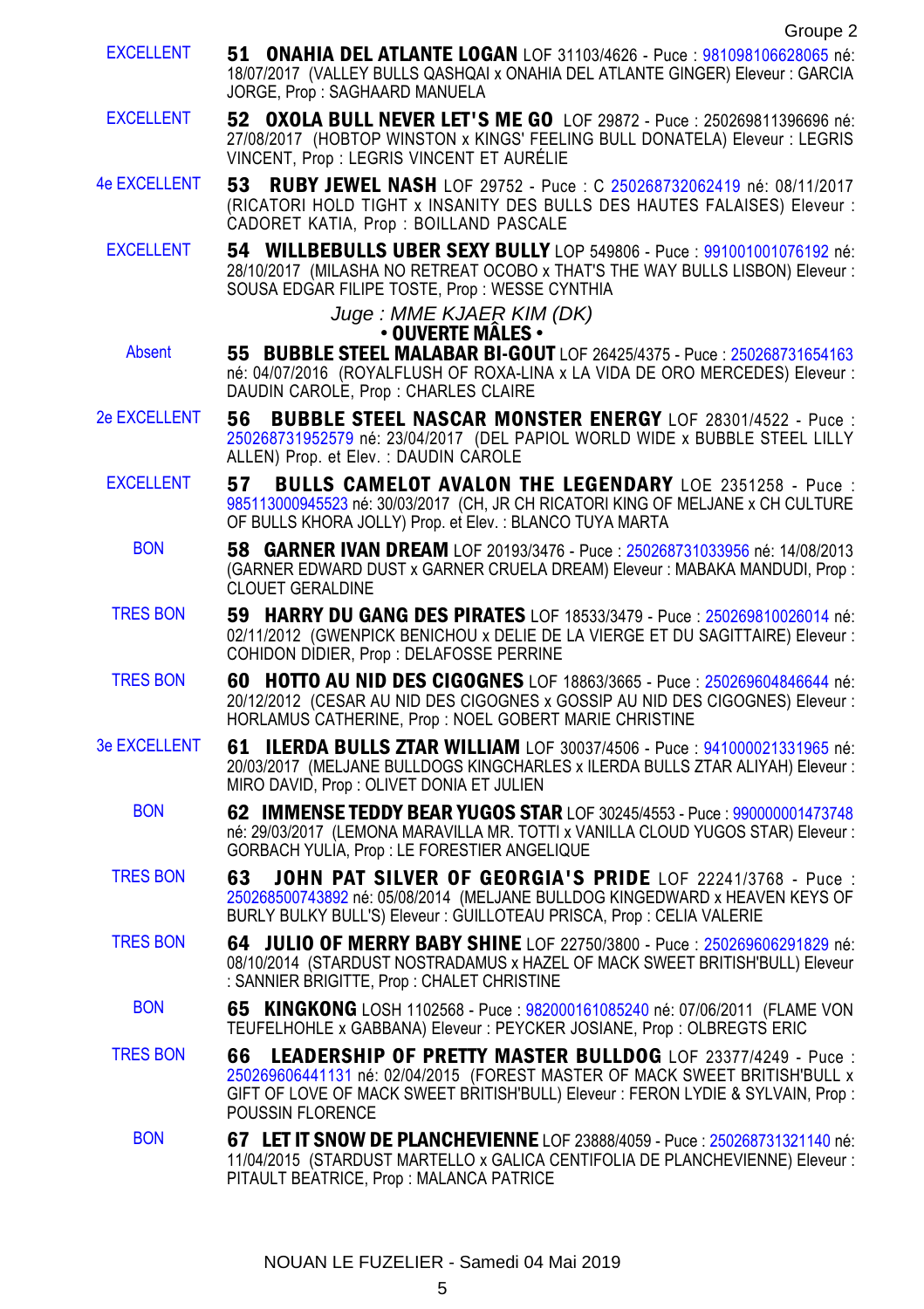Groupe 2

EXCELLENT **51 ONAHIA DEL ATLANTE LOGAN** LOF 31103/4626 - Puce : 981098106628065 né: 18/07/2017 (VALLEY BULLS QASHQAI x ONAHIA DEL ATLANTE GINGER) Eleveur : GARCIA JORGE, Prop : SAGHAARD MANUELA

EXCELLENT **52 OXOLA BULL NEVER LET'S ME GO** LOF 29872 - Puce : 250269811396696 né: 27/08/2017 (HOBTOP WINSTON x KINGS' FEELING BULL DONATELA) Eleveur : LEGRIS VINCENT, Prop : LEGRIS VINCENT ET AURÉLIE

4e EXCELLENT **53 RUBY JEWEL NASH** LOF 29752 - Puce : C 250268732062419 né: 08/11/2017 (RICATORI HOLD TIGHT x INSANITY DES BULLS DES HAUTES FALAISES) Eleveur : CADORET KATIA, Prop : BOILLAND PASCALE

EXCELLENT **54 WILLBEBULLS UBER SEXY BULLY** LOP 549806 - Puce : 991001001076192 né: 28/10/2017 (MILASHA NO RETREAT OCOBO x THAT'S THE WAY BULLS LISBON) Eleveur : SOUSA EDGAR FILIPE TOSTE, Prop : WESSE CYNTHIA

*Juge : MME KJAER KIM (DK)*

**• OUVERTE MÂLES •**

Absent **55 BUBBLE STEEL MALABAR BI-GOUT** LOF 26425/4375 - Puce : 250268731654163 né: 04/07/2016 (ROYALFLUSH OF ROXA-LINA x LA VIDA DE ORO MERCEDES) Eleveur : DAUDIN CAROLE, Prop : CHARLES CLAIRE

2e EXCELLENT **56 BUBBLE STEEL NASCAR MONSTER ENERGY** LOF 28301/4522 - Puce : 250268731952579 né: 23/04/2017 (DEL PAPIOL WORLD WIDE x BUBBLE STEEL LILLY ALLEN) Prop. et Elev. : DAUDIN CAROLE

EXCELLENT **57 BULLS CAMELOT AVALON THE LEGENDARY** LOE 2351258 - Puce : 985113000945523 né: 30/03/2017 (CH, JR CH RICATORI KING OF MELJANE x CH CULTURE OF BULLS KHORA JOLLY) Prop. et Elev. : BLANCO TUYA MARTA

BON **58 GARNER IVAN DREAM** LOF 20193/3476 - Puce : 250268731033956 né: 14/08/2013 (GARNER EDWARD DUST x GARNER CRUELA DREAM) Eleveur : MABAKA MANDUDI, Prop : CLOUET GERALDINE

TRES BON **59 HARRY DU GANG DES PIRATES** LOF 18533/3479 - Puce : 250269810026014 né: 02/11/2012 (GWENPICK BENICHOU x DELIE DE LA VIERGE ET DU SAGITTAIRE) Eleveur : COHIDON DIDIER, Prop : DELAFOSSE PERRINE

TRES BON **60 HOTTO AU NID DES CIGOGNES** LOF 18863/3665 - Puce : 250269604846644 né: 20/12/2012 (CESAR AU NID DES CIGOGNES x GOSSIP AU NID DES CIGOGNES) Eleveur : HORLAMUS CATHERINE, Prop : NOEL GOBERT MARIE CHRISTINE

3e EXCELLENT **61 ILERDA BULLS ZTAR WILLIAM** LOF 30037/4506 - Puce : 941000021331965 né: 20/03/2017 (MELJANE BULLDOGS KINGCHARLES x ILERDA BULLS ZTAR ALIYAH) Eleveur : MIRO DAVID, Prop : OLIVET DONIA ET JULIEN

BON **62 IMMENSE TEDDY BEAR YUGOS STAR** LOF 30245/4553 - Puce : 990000001473748 né: 29/03/2017 (LEMONA MARAVILLA MR. TOTTI x VANILLA CLOUD YUGOS STAR) Eleveur : GORBACH YULIA, Prop : LE FORESTIER ANGELIQUE

TRES BON **63 JOHN PAT SILVER OF GEORGIA'S PRIDE** LOF 22241/3768 - Puce : 250268500743892 né: 05/08/2014 (MELJANE BULLDOG KINGEDWARD x HEAVEN KEYS OF BURLY BULKY BULL'S) Eleveur : GUILLOTEAU PRISCA, Prop : CELIA VALERIE

TRES BON **64 JULIO OF MERRY BABY SHINE** LOF 22750/3800 - Puce : 250269606291829 né: 08/10/2014 (STARDUST NOSTRADAMUS x HAZEL OF MACK SWEET BRITISH'BULL) Eleveur : SANNIER BRIGITTE, Prop : CHALET CHRISTINE

BON **65 KINGKONG** LOSH 1102568 - Puce : 982000161085240 né: 07/06/2011 (FLAME VON TEUFELHOHLE x GABBANA) Eleveur : PEYCKER JOSIANE, Prop : OLBREGTS ERIC

TRES BON **66 LEADERSHIP OF PRETTY MASTER BULLDOG** LOF 23377/4249 - Puce : 250269606441131 né: 02/04/2015 (FOREST MASTER OF MACK SWEET BRITISH'BULL x GIFT OF LOVE OF MACK SWEET BRITISH'BULL) Eleveur : FERON LYDIE & SYLVAIN, Prop : POUSSIN FLORENCE

BON **67 LET IT SNOW DE PLANCHEVIENNE** LOF 23888/4059 - Puce : 250268731321140 né: 11/04/2015 (STARDUST MARTELLO x GALICA CENTIFOLIA DE PLANCHEVIENNE) Eleveur : PITAULT BEATRICE, Prop : MALANCA PATRICE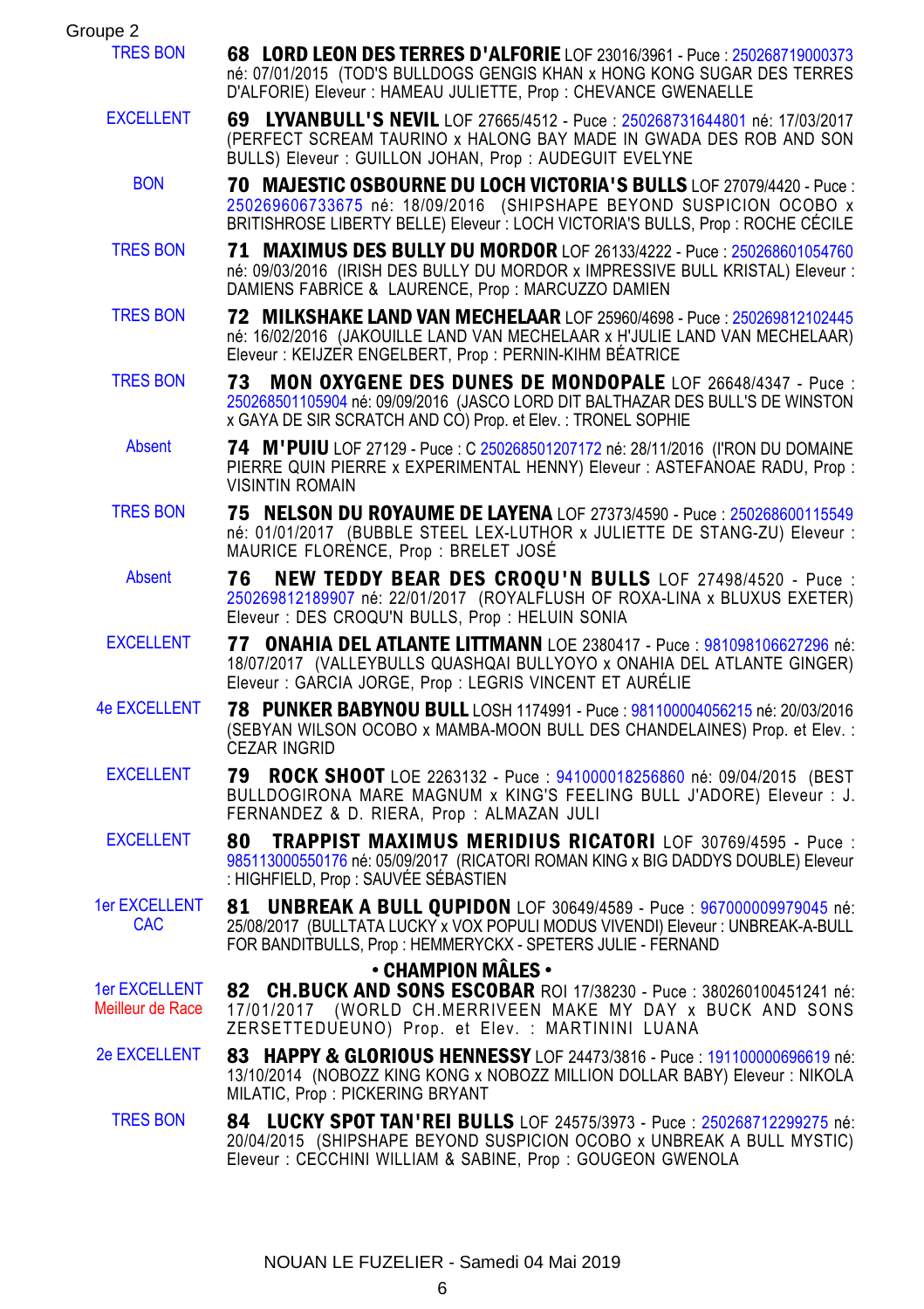Groupe 2

| | |
|---|---|
| TRES BON | **68 LORD LEON DES TERRES D'ALFORIE** LOF 23016/3961 - Puce : 250268719000373 né: 07/01/2015 (TOD'S BULLDOGS GENGIS KHAN x HONG KONG SUGAR DES TERRES D'ALFORIE) Eleveur : HAMEAU JULIETTE, Prop : CHEVANCE GWENAELLE |
| EXCELLENT | **69 LYVANBULL'S NEVIL** LOF 27665/4512 - Puce : 250268731644801 né: 17/03/2017 (PERFECT SCREAM TAURINO x HALONG BAY MADE IN GWADA DES ROB AND SON BULLS) Eleveur : GUILLON JOHAN, Prop : AUDEGUIT EVELYNE |
| BON | **70 MAJESTIC OSBOURNE DU LOCH VICTORIA'S BULLS** LOF 27079/4420 - Puce : 250269606733675 né: 18/09/2016 (SHIPSHAPE BEYOND SUSPICION OCOBO x BRITISHROSE LIBERTY BELLE) Eleveur : LOCH VICTORIA'S BULLS, Prop : ROCHE CÉCILE |
| TRES BON | **71 MAXIMUS DES BULLY DU MORDOR** LOF 26133/4222 - Puce : 250268601054760 né: 09/03/2016 (IRISH DES BULLY DU MORDOR x IMPRESSIVE BULL KRISTAL) Eleveur : DAMIENS FABRICE & LAURENCE, Prop : MARCUZZO DAMIEN |
| TRES BON | **72 MILKSHAKE LAND VAN MECHELAAR** LOF 25960/4698 - Puce : 250269812102445 né: 16/02/2016 (JAKOUILLE LAND VAN MECHELAAR x H'JULIE LAND VAN MECHELAAR) Eleveur : KEIJZER ENGELBERT, Prop : PERNIN-KIHM BÉATRICE |
| TRES BON | **73 MON OXYGENE DES DUNES DE MONDOPALE** LOF 26648/4347 - Puce : 250268501105904 né: 09/09/2016 (JASCO LORD DIT BALTHAZAR DES BULL'S DE WINSTON x GAYA DE SIR SCRATCH AND CO) Prop. et Elev. : TRONEL SOPHIE |
| Absent | **74 M'PUIU** LOF 27129 - Puce : C 250268501207172 né: 28/11/2016 (I'RON DU DOMAINE PIERRE QUIN PIERRE x EXPERIMENTAL HENNY) Eleveur : ASTEFANOAE RADU, Prop : VISINTIN ROMAIN |
| TRES BON | **75 NELSON DU ROYAUME DE LAYENA** LOF 27373/4590 - Puce : 250268600115549 né: 01/01/2017 (BUBBLE STEEL LEX-LUTHOR x JULIETTE DE STANG-ZU) Eleveur : MAURICE FLORENCE, Prop : BRELET JOSÉ |
| Absent | **76 NEW TEDDY BEAR DES CROQU'N BULLS** LOF 27498/4520 - Puce : 250269812189907 né: 22/01/2017 (ROYALFLUSH OF ROXA-LINA x BLUXUS EXETER) Eleveur : DES CROQU'N BULLS, Prop : HELUIN SONIA |
| EXCELLENT | **77 ONAHIA DEL ATLANTE LITTMANN** LOE 2380417 - Puce : 981098106627296 né: 18/07/2017 (VALLEYBULLS QUASHQAI BULLYOYO x ONAHIA DEL ATLANTE GINGER) Eleveur : GARCIA JORGE, Prop : LEGRIS VINCENT ET AURÉLIE |
| 4e EXCELLENT | **78 PUNKER BABYNOU BULL** LOSH 1174991 - Puce : 981100004056215 né: 20/03/2016 (SEBYAN WILSON OCOBO x MAMBA-MOON BULL DES CHANDELAINES) Prop. et Elev. : CEZAR INGRID |
| EXCELLENT | **79 ROCK SHOOT** LOE 2263132 - Puce : 941000018256860 né: 09/04/2015 (BEST BULLDOGIRONA MARE MAGNUM x KING'S FEELING BULL J'ADORE) Eleveur : J. FERNANDEZ & D. RIERA, Prop : ALMAZAN JULI |
| EXCELLENT | **80 TRAPPIST MAXIMUS MERIDIUS RICATORI** LOF 30769/4595 - Puce : 985113000550176 né: 05/09/2017 (RICATORI ROMAN KING x BIG DADDYS DOUBLE) Eleveur : HIGHFIELD, Prop : SAUVÉE SÉBASTIEN |
| 1er EXCELLENT CAC | **81 UNBREAK A BULL QUPIDON** LOF 30649/4589 - Puce : 967000009979045 né: 25/08/2017 (BULLTATA LUCKY x VOX POPULI MODUS VIVENDI) Eleveur : UNBREAK-A-BULL FOR BANDITBULLS, Prop : HEMMERYCKX - SPETERS JULIE - FERNAND |

**• CHAMPION MÂLES •**

| | |
|---|---|
| 1er EXCELLENT Meilleur de Race | **82 CH.BUCK AND SONS ESCOBAR** ROI 17/38230 - Puce : 380260100451241 né: 17/01/2017 (WORLD CH.MERRIVEEN MAKE MY DAY x BUCK AND SONS ZERSETTEDUEUNO) Prop. et Elev. : MARTININI LUANA |
| 2e EXCELLENT | **83 HAPPY & GLORIOUS HENNESSY** LOF 24473/3816 - Puce : 191100000696619 né: 13/10/2014 (NOBOZZ KING KONG x NOBOZZ MILLION DOLLAR BABY) Eleveur : NIKOLA MILATIC, Prop : PICKERING BRYANT |
| TRES BON | **84 LUCKY SPOT TAN'REI BULLS** LOF 24575/3973 - Puce : 250268712299275 né: 20/04/2015 (SHIPSHAPE BEYOND SUSPICION OCOBO x UNBREAK A BULL MYSTIC) Eleveur : CECCHINI WILLIAM & SABINE, Prop : GOUGEON GWENOLA |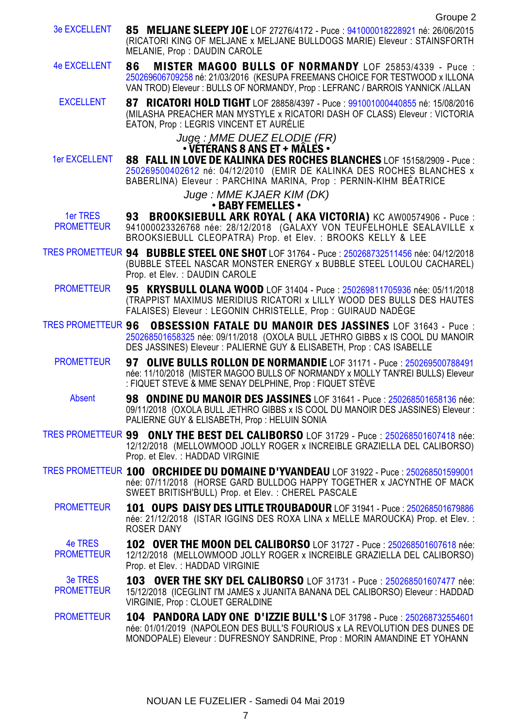Groupe 2

3e EXCELLENT — **85 MELJANE SLEEPY JOE** LOF 27276/4172 - Puce : 941000018228921 né: 26/06/2015 (RICATORI KING OF MELJANE x MELJANE BULLDOGS MARIE) Eleveur : STAINSFORTH MELANIE, Prop : DAUDIN CAROLE

4e EXCELLENT — **86 MISTER MAGOO BULLS OF NORMANDY** LOF 25853/4339 - Puce : 250269606709258 né: 21/03/2016 (KESUPA FREEMANS CHOICE FOR TESTWOOD x ILLONA VAN TROD) Eleveur : BULLS OF NORMANDY, Prop : LEFRANC / BARROIS YANNICK /ALLAN

EXCELLENT — **87 RICATORI HOLD TIGHT** LOF 28858/4397 - Puce : 991001000440855 né: 15/08/2016 (MILASHA PREACHER MAN MYSTYLE x RICATORI DASH OF CLASS) Eleveur : VICTORIA EATON, Prop : LEGRIS VINCENT ET AURÉLIE

*Juge : MME DUEZ ELODIE (FR)*

**• VÉTÉRANS 8 ANS ET + MÂLES •**

1er EXCELLENT — **88 FALL IN LOVE DE KALINKA DES ROCHES BLANCHES** LOF 15158/2909 - Puce : 250269500402612 né: 04/12/2010 (EMIR DE KALINKA DES ROCHES BLANCHES x BABERLINA) Eleveur : PARCHINA MARINA, Prop : PERNIN-KIHM BÉATRICE

*Juge : MME KJAER KIM (DK)*

**• BABY FEMELLES •**

1er TRES PROMETTEUR — **93 BROOKSIEBULL ARK ROYAL ( AKA VICTORIA)** KC AW00574906 - Puce : 941000023326768 née: 28/12/2018 (GALAXY VON TEUFELHOHLE SEALAVILLE x BROOKSIEBULL CLEOPATRA) Prop. et Elev. : BROOKS KELLY & LEE

TRES PROMETTEUR — **94 BUBBLE STEEL ONE SHOT** LOF 31764 - Puce : 250268732511456 née: 04/12/2018 (BUBBLE STEEL NASCAR MONSTER ENERGY x BUBBLE STEEL LOULOU CACHAREL) Prop. et Elev. : DAUDIN CAROLE

PROMETTEUR — **95 KRYSBULL OLANA WOOD** LOF 31404 - Puce : 250269811705936 née: 05/11/2018 (TRAPPIST MAXIMUS MERIDIUS RICATORI x LILLY WOOD DES BULLS DES HAUTES FALAISES) Eleveur : LEGONIN CHRISTELLE, Prop : GUIRAUD NADÈGE

TRES PROMETTEUR — **96 OBSESSION FATALE DU MANOIR DES JASSINES** LOF 31643 - Puce : 250268501658325 née: 09/11/2018 (OXOLA BULL JETHRO GIBBS x IS COOL DU MANOIR DES JASSINES) Eleveur : PALIERNE GUY & ELISABETH, Prop : CAS ISABELLE

PROMETTEUR — **97 OLIVE BULLS ROLLON DE NORMANDIE** LOF 31171 - Puce : 250269500788491 née: 11/10/2018 (MISTER MAGOO BULLS OF NORMANDY x MOLLY TAN'REI BULLS) Eleveur : FIQUET STEVE & MME SENAY DELPHINE, Prop : FIQUET STÈVE

Absent — **98 ONDINE DU MANOIR DES JASSINES** LOF 31641 - Puce : 250268501658136 née: 09/11/2018 (OXOLA BULL JETHRO GIBBS x IS COOL DU MANOIR DES JASSINES) Eleveur : PALIERNE GUY & ELISABETH, Prop : HELUIN SONIA

TRES PROMETTEUR — **99 ONLY THE BEST DEL CALIBORSO** LOF 31729 - Puce : 250268501607418 née: 12/12/2018 (MELLOWMOOD JOLLY ROGER x INCREIBLE GRAZIELLA DEL CALIBORSO) Prop. et Elev. : HADDAD VIRGINIE

TRES PROMETTEUR — **100 ORCHIDEE DU DOMAINE D'YVANDEAU** LOF 31922 - Puce : 250268501599001 née: 07/11/2018 (HORSE GARD BULLDOG HAPPY TOGETHER x JACYNTHE OF MACK SWEET BRITISH'BULL) Prop. et Elev. : CHEREL PASCALE

PROMETTEUR — **101 OUPS DAISY DES LITTLE TROUBADOUR** LOF 31941 - Puce : 250268501679886 née: 21/12/2018 (ISTAR IGGINS DES ROXA LINA x MELLE MAROUCKA) Prop. et Elev. : ROSER DANY

4e TRES PROMETTEUR — **102 OVER THE MOON DEL CALIBORSO** LOF 31727 - Puce : 250268501607618 née: 12/12/2018 (MELLOWMOOD JOLLY ROGER x INCREIBLE GRAZIELLA DEL CALIBORSO) Prop. et Elev. : HADDAD VIRGINIE

3e TRES PROMETTEUR — **103 OVER THE SKY DEL CALIBORSO** LOF 31731 - Puce : 250268501607477 née: 15/12/2018 (ICEGLINT I'M JAMES x JUANITA BANANA DEL CALIBORSO) Eleveur : HADDAD VIRGINIE, Prop : CLOUET GERALDINE

PROMETTEUR — **104 PANDORA LADY ONE D'IZZIE BULL'S** LOF 31798 - Puce : 250268732554601 née: 01/01/2019 (NAPOLEON DES BULL'S FOURIOUS x LA REVOLUTION DES DUNES DE MONDOPALE) Eleveur : DUFRESNOY SANDRINE, Prop : MORIN AMANDINE ET YOHANN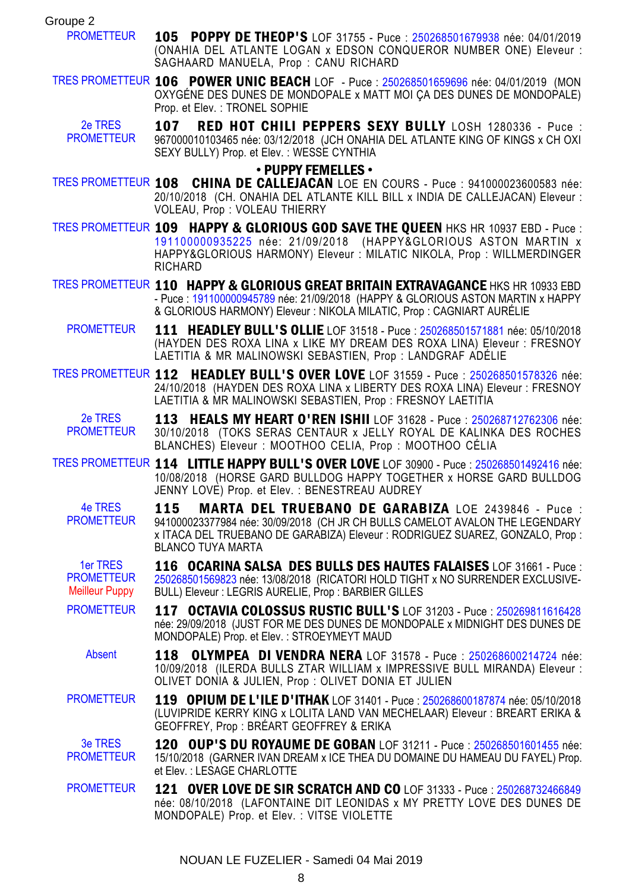Groupe 2

PROMETTEUR — **105 POPPY DE THEOP'S** LOF 31755 - Puce : 250268501679938 née: 04/01/2019 (ONAHIA DEL ATLANTE LOGAN x EDSON CONQUEROR NUMBER ONE) Eleveur : SAGHAARD MANUELA, Prop : CANU RICHARD

TRES PROMETTEUR — **106 POWER UNIC BEACH** LOF - Puce : 250268501659696 née: 04/01/2019 (MON OXYGÉNE DES DUNES DE MONDOPALE x MATT MOI ÇA DES DUNES DE MONDOPALE) Prop. et Elev. : TRONEL SOPHIE

2e TRES PROMETTEUR — **107 RED HOT CHILI PEPPERS SEXY BULLY** LOSH 1280336 - Puce : 967000010103465 née: 03/12/2018 (JCH ONAHIA DEL ATLANTE KING OF KINGS x CH OXI SEXY BULLY) Prop. et Elev. : WESSE CYNTHIA

## • PUPPY FEMELLES •

TRES PROMETTEUR — **108 CHINA DE CALLEJACAN** LOE EN COURS - Puce : 941000023600583 née: 20/10/2018 (CH. ONAHIA DEL ATLANTE KILL BILL x INDIA DE CALLEJACAN) Eleveur : VOLEAU, Prop : VOLEAU THIERRY

TRES PROMETTEUR — **109 HAPPY & GLORIOUS GOD SAVE THE QUEEN** HKS HR 10937 EBD - Puce : 191100000935225 née: 21/09/2018 (HAPPY&GLORIOUS ASTON MARTIN x HAPPY&GLORIOUS HARMONY) Eleveur : MILATIC NIKOLA, Prop : WILLMERDINGER RICHARD

TRES PROMETTEUR — **110 HAPPY & GLORIOUS GREAT BRITAIN EXTRAVAGANCE** HKS HR 10933 EBD - Puce : 191100000945789 née: 21/09/2018 (HAPPY & GLORIOUS ASTON MARTIN x HAPPY & GLORIOUS HARMONY) Eleveur : NIKOLA MILATIC, Prop : CAGNIART AURÉLIE

PROMETTEUR — **111 HEADLEY BULL'S OLLIE** LOF 31518 - Puce : 250268501571881 née: 05/10/2018 (HAYDEN DES ROXA LINA x LIKE MY DREAM DES ROXA LINA) Eleveur : FRESNOY LAETITIA & MR MALINOWSKI SEBASTIEN, Prop : LANDGRAF ADÉLIE

TRES PROMETTEUR — **112 HEADLEY BULL'S OVER LOVE** LOF 31559 - Puce : 250268501578326 née: 24/10/2018 (HAYDEN DES ROXA LINA x LIBERTY DES ROXA LINA) Eleveur : FRESNOY LAETITIA & MR MALINOWSKI SEBASTIEN, Prop : FRESNOY LAETITIA

2e TRES PROMETTEUR — **113 HEALS MY HEART O'REN ISHII** LOF 31628 - Puce : 250268712762306 née: 30/10/2018 (TOKS SERAS CENTAUR x JELLY ROYAL DE KALINKA DES ROCHES BLANCHES) Eleveur : MOOTHOO CELIA, Prop : MOOTHOO CÉLIA

TRES PROMETTEUR — **114 LITTLE HAPPY BULL'S OVER LOVE** LOF 30900 - Puce : 250268501492416 née: 10/08/2018 (HORSE GARD BULLDOG HAPPY TOGETHER x HORSE GARD BULLDOG JENNY LOVE) Prop. et Elev. : BENESTREAU AUDREY

4e TRES PROMETTEUR — **115 MARTA DEL TRUEBANO DE GARABIZA** LOE 2439846 - Puce : 941000023377984 née: 30/09/2018 (CH JR CH BULLS CAMELOT AVALON THE LEGENDARY x ITACA DEL TRUEBANO DE GARABIZA) Eleveur : RODRIGUEZ SUAREZ, GONZALO, Prop : BLANCO TUYA MARTA

1er TRES PROMETTEUR Meilleur Puppy — **116 OCARINA SALSA DES BULLS DES HAUTES FALAISES** LOF 31661 - Puce : 250268501569823 née: 13/08/2018 (RICATORI HOLD TIGHT x NO SURRENDER EXCLUSIVE-BULL) Eleveur : LEGRIS AURELIE, Prop : BARBIER GILLES

PROMETTEUR — **117 OCTAVIA COLOSSUS RUSTIC BULL'S** LOF 31203 - Puce : 250269811616428 née: 29/09/2018 (JUST FOR ME DES DUNES DE MONDOPALE x MIDNIGHT DES DUNES DE MONDOPALE) Prop. et Elev. : STROEYMEYT MAUD

Absent — **118 OLYMPEA DI VENDRA NERA** LOF 31578 - Puce : 250268600214724 née: 10/09/2018 (ILERDA BULLS ZTAR WILLIAM x IMPRESSIVE BULL MIRANDA) Eleveur : OLIVET DONIA & JULIEN, Prop : OLIVET DONIA ET JULIEN

PROMETTEUR — **119 OPIUM DE L'ILE D'ITHAK** LOF 31401 - Puce : 250268600187874 née: 05/10/2018 (LUVIPRIDE KERRY KING x LOLITA LAND VAN MECHELAAR) Eleveur : BREART ERIKA & GEOFFREY, Prop : BRÉART GEOFFREY & ERIKA

3e TRES PROMETTEUR — **120 OUP'S DU ROYAUME DE GOBAN** LOF 31211 - Puce : 250268501601455 née: 15/10/2018 (GARNER IVAN DREAM x ICE THEA DU DOMAINE DU HAMEAU DU FAYEL) Prop. et Elev. : LESAGE CHARLOTTE

PROMETTEUR — **121 OVER LOVE DE SIR SCRATCH AND CO** LOF 31333 - Puce : 250268732466849 née: 08/10/2018 (LAFONTAINE DIT LEONIDAS x MY PRETTY LOVE DES DUNES DE MONDOPALE) Prop. et Elev. : VITSE VIOLETTE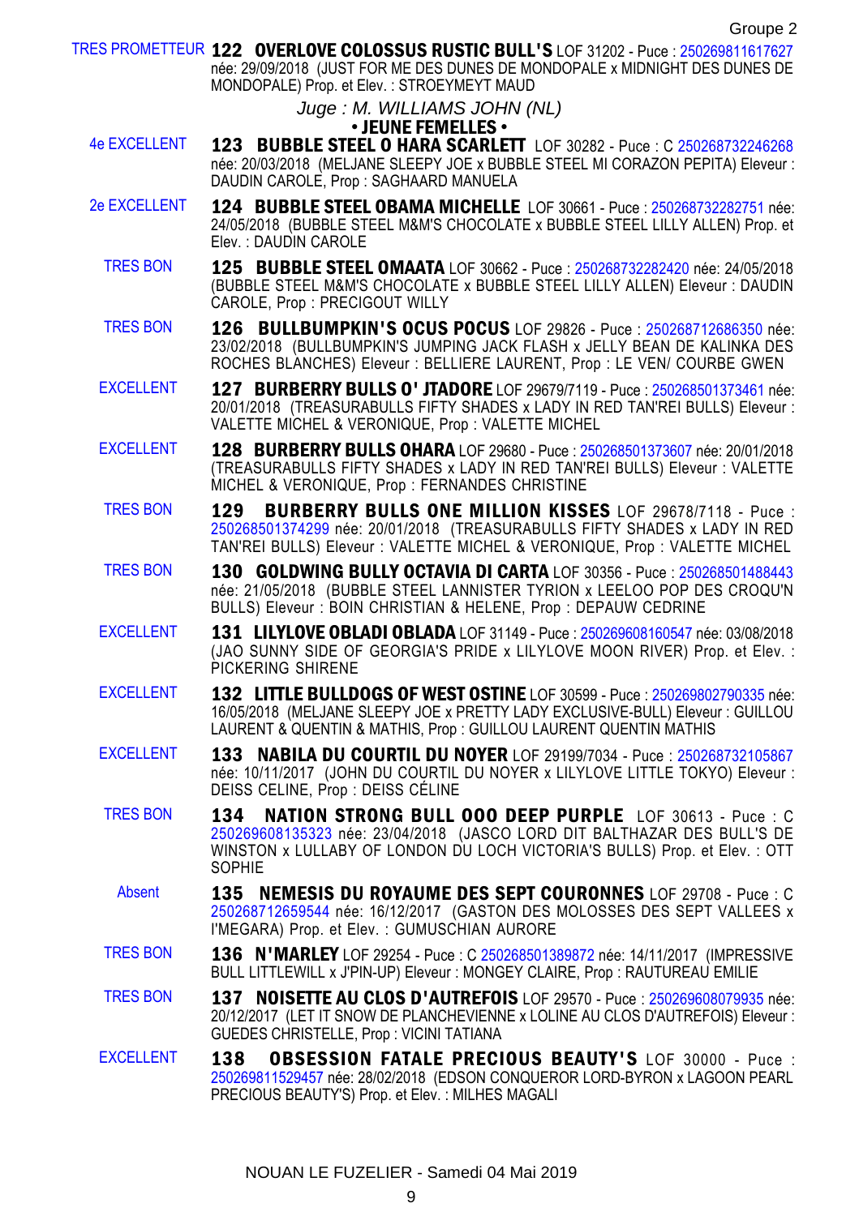Groupe 2

TRES PROMETTEUR **122 OVERLOVE COLOSSUS RUSTIC BULL'S** LOF 31202 - Puce : 250269811617627 née: 29/09/2018 (JUST FOR ME DES DUNES DE MONDOPALE x MIDNIGHT DES DUNES DE MONDOPALE) Prop. et Elev. : STROEYMEYT MAUD

*Juge : M. WILLIAMS JOHN (NL)*

**• JEUNE FEMELLES •**

4e EXCELLENT **123 BUBBLE STEEL O HARA SCARLETT** LOF 30282 - Puce : C 250268732246268 née: 20/03/2018 (MELJANE SLEEPY JOE x BUBBLE STEEL MI CORAZON PEPITA) Eleveur : DAUDIN CAROLE, Prop : SAGHAARD MANUELA

2e EXCELLENT **124 BUBBLE STEEL OBAMA MICHELLE** LOF 30661 - Puce : 250268732282751 née: 24/05/2018 (BUBBLE STEEL M&M'S CHOCOLATE x BUBBLE STEEL LILLY ALLEN) Prop. et Elev. : DAUDIN CAROLE

TRES BON **125 BUBBLE STEEL OMAATA** LOF 30662 - Puce : 250268732282420 née: 24/05/2018 (BUBBLE STEEL M&M'S CHOCOLATE x BUBBLE STEEL LILLY ALLEN) Eleveur : DAUDIN CAROLE, Prop : PRECIGOUT WILLY

TRES BON **126 BULLBUMPKIN'S OCUS POCUS** LOF 29826 - Puce : 250268712686350 née: 23/02/2018 (BULLBUMPKIN'S JUMPING JACK FLASH x JELLY BEAN DE KALINKA DES ROCHES BLANCHES) Eleveur : BELLIERE LAURENT, Prop : LE VEN/ COURBE GWEN

EXCELLENT **127 BURBERRY BULLS O' JTADORE** LOF 29679/7119 - Puce : 250268501373461 née: 20/01/2018 (TREASURABULLS FIFTY SHADES x LADY IN RED TAN'REI BULLS) Eleveur : VALETTE MICHEL & VERONIQUE, Prop : VALETTE MICHEL

EXCELLENT **128 BURBERRY BULLS OHARA** LOF 29680 - Puce : 250268501373607 née: 20/01/2018 (TREASURABULLS FIFTY SHADES x LADY IN RED TAN'REI BULLS) Eleveur : VALETTE MICHEL & VERONIQUE, Prop : FERNANDES CHRISTINE

TRES BON **129 BURBERRY BULLS ONE MILLION KISSES** LOF 29678/7118 - Puce : 250268501374299 née: 20/01/2018 (TREASURABULLS FIFTY SHADES x LADY IN RED TAN'REI BULLS) Eleveur : VALETTE MICHEL & VERONIQUE, Prop : VALETTE MICHEL

TRES BON **130 GOLDWING BULLY OCTAVIA DI CARTA** LOF 30356 - Puce : 250268501488443 née: 21/05/2018 (BUBBLE STEEL LANNISTER TYRION x LEELOO POP DES CROQU'N BULLS) Eleveur : BOIN CHRISTIAN & HELENE, Prop : DEPAUW CEDRINE

EXCELLENT **131 LILYLOVE OBLADI OBLADA** LOF 31149 - Puce : 250269608160547 née: 03/08/2018 (JAO SUNNY SIDE OF GEORGIA'S PRIDE x LILYLOVE MOON RIVER) Prop. et Elev. : PICKERING SHIRENE

EXCELLENT **132 LITTLE BULLDOGS OF WEST OSTINE** LOF 30599 - Puce : 250269802790335 née: 16/05/2018 (MELJANE SLEEPY JOE x PRETTY LADY EXCLUSIVE-BULL) Eleveur : GUILLOU LAURENT & QUENTIN & MATHIS, Prop : GUILLOU LAURENT QUENTIN MATHIS

EXCELLENT **133 NABILA DU COURTIL DU NOYER** LOF 29199/7034 - Puce : 250268732105867 née: 10/11/2017 (JOHN DU COURTIL DU NOYER x LILYLOVE LITTLE TOKYO) Eleveur : DEISS CELINE, Prop : DEISS CÉLINE

TRES BON **134 NATION STRONG BULL OOO DEEP PURPLE** LOF 30613 - Puce : C 250269608135323 née: 23/04/2018 (JASCO LORD DIT BALTHAZAR DES BULL'S DE WINSTON x LULLABY OF LONDON DU LOCH VICTORIA'S BULLS) Prop. et Elev. : OTT SOPHIE

Absent **135 NEMESIS DU ROYAUME DES SEPT COURONNES** LOF 29708 - Puce : C 250268712659544 née: 16/12/2017 (GASTON DES MOLOSSES DES SEPT VALLEES x I'MEGARA) Prop. et Elev. : GUMUSCHIAN AURORE

TRES BON **136 N'MARLEY** LOF 29254 - Puce : C 250268501389872 née: 14/11/2017 (IMPRESSIVE BULL LITTLEWILL x J'PIN-UP) Eleveur : MONGEY CLAIRE, Prop : RAUTUREAU EMILIE

TRES BON **137 NOISETTE AU CLOS D'AUTREFOIS** LOF 29570 - Puce : 250269608079935 née: 20/12/2017 (LET IT SNOW DE PLANCHEVIENNE x LOLINE AU CLOS D'AUTREFOIS) Eleveur : GUEDES CHRISTELLE, Prop : VICINI TATIANA

EXCELLENT **138 OBSESSION FATALE PRECIOUS BEAUTY'S** LOF 30000 - Puce : 250269811529457 née: 28/02/2018 (EDSON CONQUEROR LORD-BYRON x LAGOON PEARL PRECIOUS BEAUTY'S) Prop. et Elev. : MILHES MAGALI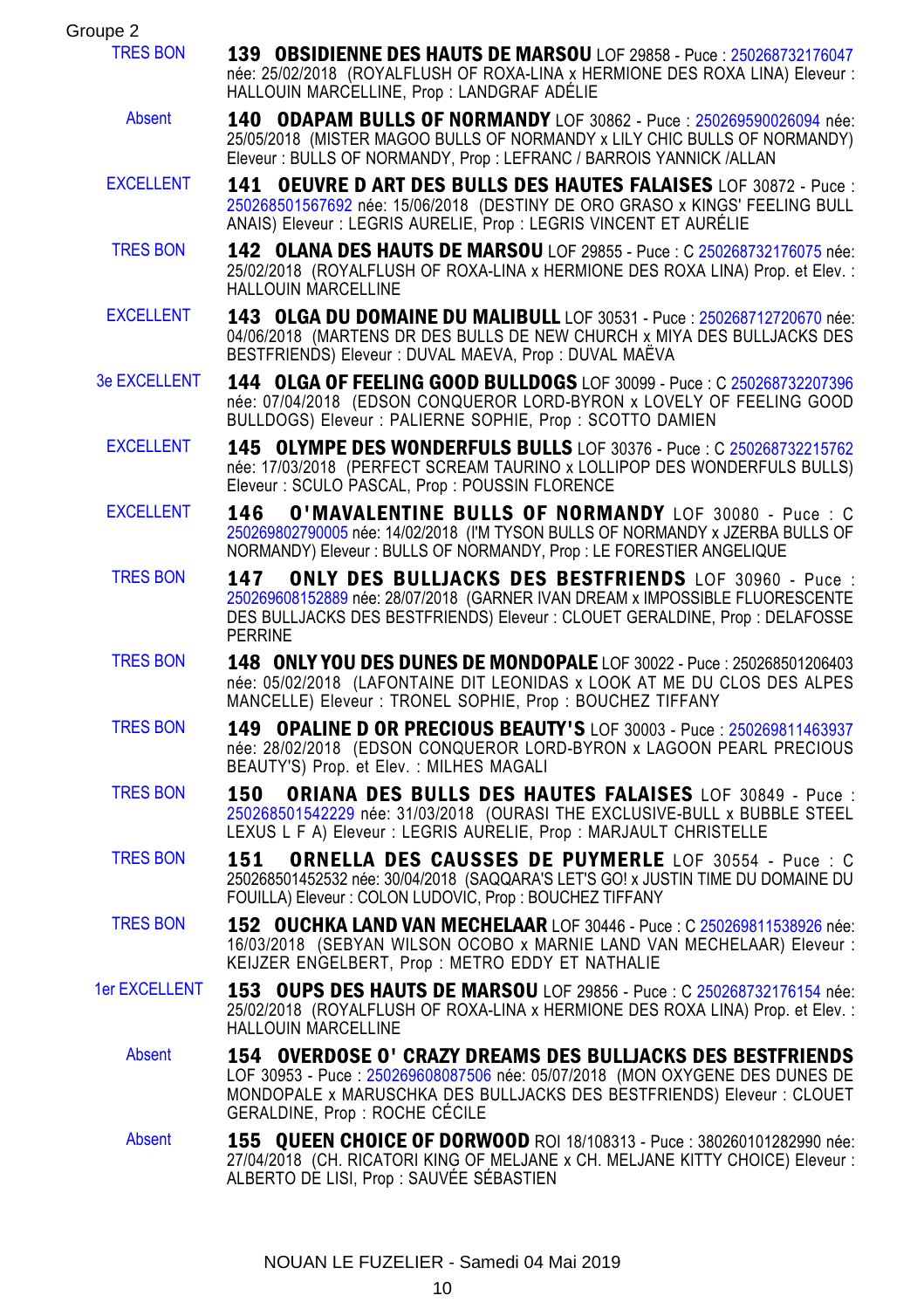Groupe 2

| | |
|---|---|
| TRES BON | **139 OBSIDIENNE DES HAUTS DE MARSOU** LOF 29858 - Puce : 250268732176047 née: 25/02/2018 (ROYALFLUSH OF ROXA-LINA x HERMIONE DES ROXA LINA) Eleveur : HALLOUIN MARCELLINE, Prop : LANDGRAF ADÉLIE |
| Absent | **140 ODAPAM BULLS OF NORMANDY** LOF 30862 - Puce : 250269590026094 née: 25/05/2018 (MISTER MAGOO BULLS OF NORMANDY x LILY CHIC BULLS OF NORMANDY) Eleveur : BULLS OF NORMANDY, Prop : LEFRANC / BARROIS YANNICK /ALLAN |
| EXCELLENT | **141 OEUVRE D ART DES BULLS DES HAUTES FALAISES** LOF 30872 - Puce : 250268501567692 née: 15/06/2018 (DESTINY DE ORO GRASO x KINGS' FEELING BULL ANAIS) Eleveur : LEGRIS AURELIE, Prop : LEGRIS VINCENT ET AURÉLIE |
| TRES BON | **142 OLANA DES HAUTS DE MARSOU** LOF 29855 - Puce : C 250268732176075 née: 25/02/2018 (ROYALFLUSH OF ROXA-LINA x HERMIONE DES ROXA LINA) Prop. et Elev. : HALLOUIN MARCELLINE |
| EXCELLENT | **143 OLGA DU DOMAINE DU MALIBULL** LOF 30531 - Puce : 250268712720670 née: 04/06/2018 (MARTENS DR DES BULLS DE NEW CHURCH x MIYA DES BULLJACKS DES BESTFRIENDS) Eleveur : DUVAL MAEVA, Prop : DUVAL MAËVA |
| 3e EXCELLENT | **144 OLGA OF FEELING GOOD BULLDOGS** LOF 30099 - Puce : C 250268732207396 née: 07/04/2018 (EDSON CONQUEROR LORD-BYRON x LOVELY OF FEELING GOOD BULLDOGS) Eleveur : PALIERNE SOPHIE, Prop : SCOTTO DAMIEN |
| EXCELLENT | **145 OLYMPE DES WONDERFULS BULLS** LOF 30376 - Puce : C 250268732215762 née: 17/03/2018 (PERFECT SCREAM TAURINO x LOLLIPOP DES WONDERFULS BULLS) Eleveur : SCULO PASCAL, Prop : POUSSIN FLORENCE |
| EXCELLENT | **146 O'MAVALENTINE BULLS OF NORMANDY** LOF 30080 - Puce : C 250269802790005 née: 14/02/2018 (I'M TYSON BULLS OF NORMANDY x JZERBA BULLS OF NORMANDY) Eleveur : BULLS OF NORMANDY, Prop : LE FORESTIER ANGELIQUE |
| TRES BON | **147 ONLY DES BULLJACKS DES BESTFRIENDS** LOF 30960 - Puce : 250269608152889 née: 28/07/2018 (GARNER IVAN DREAM x IMPOSSIBLE FLUORESCENTE DES BULLJACKS DES BESTFRIENDS) Eleveur : CLOUET GERALDINE, Prop : DELAFOSSE PERRINE |
| TRES BON | **148 ONLY YOU DES DUNES DE MONDOPALE** LOF 30022 - Puce : 250268501206403 née: 05/02/2018 (LAFONTAINE DIT LEONIDAS x LOOK AT ME DU CLOS DES ALPES MANCELLE) Eleveur : TRONEL SOPHIE, Prop : BOUCHEZ TIFFANY |
| TRES BON | **149 OPALINE D OR PRECIOUS BEAUTY'S** LOF 30003 - Puce : 250269811463937 née: 28/02/2018 (EDSON CONQUEROR LORD-BYRON x LAGOON PEARL PRECIOUS BEAUTY'S) Prop. et Elev. : MILHES MAGALI |
| TRES BON | **150 ORIANA DES BULLS DES HAUTES FALAISES** LOF 30849 - Puce : 250268501542229 née: 31/03/2018 (OURASI THE EXCLUSIVE-BULL x BUBBLE STEEL LEXUS L F A) Eleveur : LEGRIS AURELIE, Prop : MARJAULT CHRISTELLE |
| TRES BON | **151 ORNELLA DES CAUSSES DE PUYMERLE** LOF 30554 - Puce : C 250268501452532 née: 30/04/2018 (SAQQARA'S LET'S GO! x JUSTIN TIME DU DOMAINE DU FOUILLA) Eleveur : COLON LUDOVIC, Prop : BOUCHEZ TIFFANY |
| TRES BON | **152 OUCHKA LAND VAN MECHELAAR** LOF 30446 - Puce : C 250269811538926 née: 16/03/2018 (SEBYAN WILSON OCOBO x MARNIE LAND VAN MECHELAAR) Eleveur : KEIJZER ENGELBERT, Prop : METRO EDDY ET NATHALIE |
| 1er EXCELLENT | **153 OUPS DES HAUTS DE MARSOU** LOF 29856 - Puce : C 250268732176154 née: 25/02/2018 (ROYALFLUSH OF ROXA-LINA x HERMIONE DES ROXA LINA) Prop. et Elev. : HALLOUIN MARCELLINE |
| Absent | **154 OVERDOSE O' CRAZY DREAMS DES BULLJACKS DES BESTFRIENDS** LOF 30953 - Puce : 250269608087506 née: 05/07/2018 (MON OXYGENE DES DUNES DE MONDOPALE x MARUSCHKA DES BULLJACKS DES BESTFRIENDS) Eleveur : CLOUET GERALDINE, Prop : ROCHE CÉCILE |
| Absent | **155 QUEEN CHOICE OF DORWOOD** ROI 18/108313 - Puce : 380260101282990 née: 27/04/2018 (CH. RICATORI KING OF MELJANE x CH. MELJANE KITTY CHOICE) Eleveur : ALBERTO DE LISI, Prop : SAUVÉE SÉBASTIEN |

NOUAN LE FUZELIER - Samedi 04 Mai 2019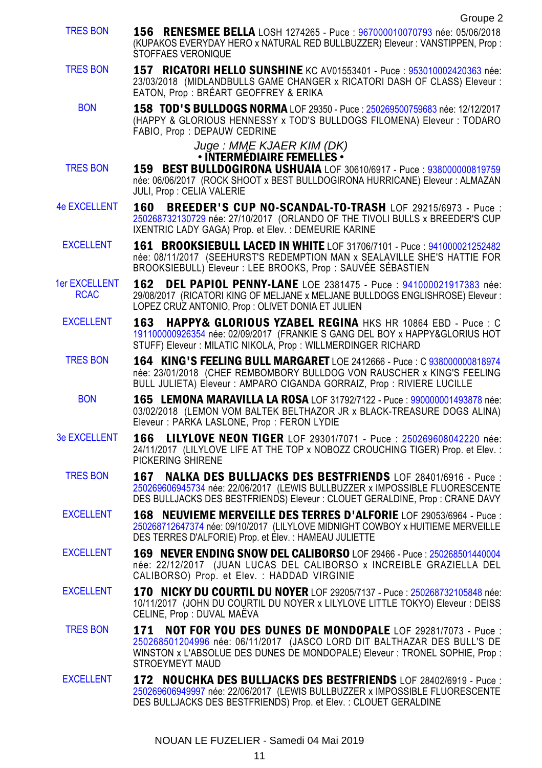Groupe 2

TRES BON — **156 RENESMEE BELLA** LOSH 1274265 - Puce : 967000010070793 née: 05/06/2018 (KUPAKOS EVERYDAY HERO x NATURAL RED BULLBUZZER) Eleveur : VANSTIPPEN, Prop : STOFFAES VERONIQUE

TRES BON — **157 RICATORI HELLO SUNSHINE** KC AV01553401 - Puce : 953010002420363 née: 23/03/2018 (MIDLANDBULLS GAME CHANGER x RICATORI DASH OF CLASS) Eleveur : EATON, Prop : BRÉART GEOFFREY & ERIKA

BON — **158 TOD'S BULLDOGS NORMA** LOF 29350 - Puce : 250269500759683 née: 12/12/2017 (HAPPY & GLORIOUS HENNESSY x TOD'S BULLDOGS FILOMENA) Eleveur : TODARO FABIO, Prop : DEPAUW CEDRINE

*Juge : MME KJAER KIM (DK)*

**• INTERMÉDIAIRE FEMELLES •**

TRES BON — **159 BEST BULLDOGIRONA USHUAIA** LOF 30610/6917 - Puce : 938000000819759 née: 06/06/2017 (ROCK SHOOT x BEST BULLDOGIRONA HURRICANE) Eleveur : ALMAZAN JULI, Prop : CELIA VALERIE

4e EXCELLENT — **160 BREEDER'S CUP NO-SCANDAL-TO-TRASH** LOF 29215/6973 - Puce : 250268732130729 née: 27/10/2017 (ORLANDO OF THE TIVOLI BULLS x BREEDER'S CUP IXENTRIC LADY GAGA) Prop. et Elev. : DEMEURIE KARINE

EXCELLENT — **161 BROOKSIEBULL LACED IN WHITE** LOF 31706/7101 - Puce : 941000021252482 née: 08/11/2017 (SEEHURST'S REDEMPTION MAN x SEALAVILLE SHE'S HATTIE FOR BROOKSIEBULL) Eleveur : LEE BROOKS, Prop : SAUVÉE SÉBASTIEN

1er EXCELLENT RCAC — **162 DEL PAPIOL PENNY-LANE** LOE 2381475 - Puce : 941000021917383 née: 29/08/2017 (RICATORI KING OF MELJANE x MELJANE BULLDOGS ENGLISHROSE) Eleveur : LOPEZ CRUZ ANTONIO, Prop : OLIVET DONIA ET JULIEN

EXCELLENT — **163 HAPPY& GLORIOUS YZABEL REGINA** HKS HR 10864 EBD - Puce : C 191100000926354 née: 02/09/2017 (FRANKIE S GANG DEL BOY x HAPPY&GLORIUS HOT STUFF) Eleveur : MILATIC NIKOLA, Prop : WILLMERDINGER RICHARD

TRES BON — **164 KING'S FEELING BULL MARGARET** LOE 2412666 - Puce : C 938000000818974 née: 23/01/2018 (CHEF REMBOMBORY BULLDOG VON RAUSCHER x KING'S FEELING BULL JULIETA) Eleveur : AMPARO CIGANDA GORRAIZ, Prop : RIVIERE LUCILLE

BON — **165 LEMONA MARAVILLA LA ROSA** LOF 31792/7122 - Puce : 990000001493878 née: 03/02/2018 (LEMON VOM BALTEK BELTHAZOR JR x BLACK-TREASURE DOGS ALINA) Eleveur : PARKA LASLONE, Prop : FERON LYDIE

3e EXCELLENT — **166 LILYLOVE NEON TIGER** LOF 29301/7071 - Puce : 250269608042220 née: 24/11/2017 (LILYLOVE LIFE AT THE TOP x NOBOZZ CROUCHING TIGER) Prop. et Elev. : PICKERING SHIRENE

TRES BON — **167 NALKA DES BULLJACKS DES BESTFRIENDS** LOF 28401/6916 - Puce : 250269606945734 née: 22/06/2017 (LEWIS BULLBUZZER x IMPOSSIBLE FLUORESCENTE DES BULLJACKS DES BESTFRIENDS) Eleveur : CLOUET GERALDINE, Prop : CRANE DAVY

EXCELLENT — **168 NEUVIEME MERVEILLE DES TERRES D'ALFORIE** LOF 29053/6964 - Puce : 250268712647374 née: 09/10/2017 (LILYLOVE MIDNIGHT COWBOY x HUITIEME MERVEILLE DES TERRES D'ALFORIE) Prop. et Elev. : HAMEAU JULIETTE

EXCELLENT — **169 NEVER ENDING SNOW DEL CALIBORSO** LOF 29466 - Puce : 250268501440004 née: 22/12/2017 (JUAN LUCAS DEL CALIBORSO x INCREIBLE GRAZIELLA DEL CALIBORSO) Prop. et Elev. : HADDAD VIRGINIE

EXCELLENT — **170 NICKY DU COURTIL DU NOYER** LOF 29205/7137 - Puce : 250268732105848 née: 10/11/2017 (JOHN DU COURTIL DU NOYER x LILYLOVE LITTLE TOKYO) Eleveur : DEISS CELINE, Prop : DUVAL MAËVA

TRES BON — **171 NOT FOR YOU DES DUNES DE MONDOPALE** LOF 29281/7073 - Puce : 250268501204996 née: 06/11/2017 (JASCO LORD DIT BALTHAZAR DES BULL'S DE WINSTON x L'ABSOLUE DES DUNES DE MONDOPALE) Eleveur : TRONEL SOPHIE, Prop : STROEYMEYT MAUD

EXCELLENT — **172 NOUCHKA DES BULLJACKS DES BESTFRIENDS** LOF 28402/6919 - Puce : 250269606949997 née: 22/06/2017 (LEWIS BULLBUZZER x IMPOSSIBLE FLUORESCENTE DES BULLJACKS DES BESTFRIENDS) Prop. et Elev. : CLOUET GERALDINE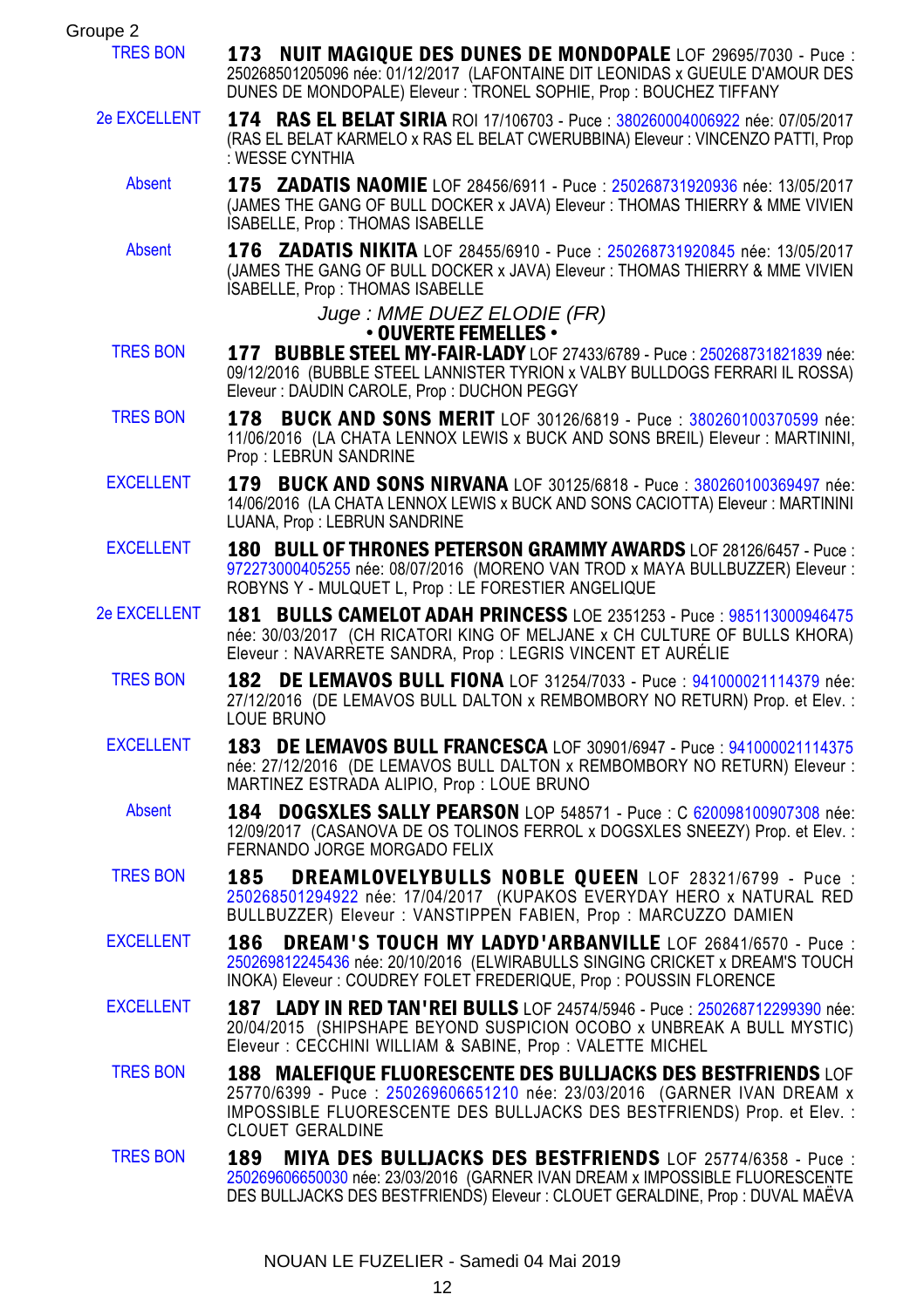Groupe 2

TRES BON **173 NUIT MAGIQUE DES DUNES DE MONDOPALE** LOF 29695/7030 - Puce : 250268501205096 née: 01/12/2017 (LAFONTAINE DIT LEONIDAS x GUEULE D'AMOUR DES DUNES DE MONDOPALE) Eleveur : TRONEL SOPHIE, Prop : BOUCHEZ TIFFANY

2e EXCELLENT **174 RAS EL BELAT SIRIA** ROI 17/106703 - Puce : 380260004006922 née: 07/05/2017 (RAS EL BELAT KARMELO x RAS EL BELAT CWERUBBINA) Eleveur : VINCENZO PATTI, Prop : WESSE CYNTHIA

Absent **175 ZADATIS NAOMIE** LOF 28456/6911 - Puce : 250268731920936 née: 13/05/2017 (JAMES THE GANG OF BULL DOCKER x JAVA) Eleveur : THOMAS THIERRY & MME VIVIEN ISABELLE, Prop : THOMAS ISABELLE

Absent **176 ZADATIS NIKITA** LOF 28455/6910 - Puce : 250268731920845 née: 13/05/2017 (JAMES THE GANG OF BULL DOCKER x JAVA) Eleveur : THOMAS THIERRY & MME VIVIEN ISABELLE, Prop : THOMAS ISABELLE

*Juge : MME DUEZ ELODIE (FR)*

**• OUVERTE FEMELLES •**

TRES BON **177 BUBBLE STEEL MY-FAIR-LADY** LOF 27433/6789 - Puce : 250268731821839 née: 09/12/2016 (BUBBLE STEEL LANNISTER TYRION x VALBY BULLDOGS FERRARI IL ROSSA) Eleveur : DAUDIN CAROLE, Prop : DUCHON PEGGY

TRES BON **178 BUCK AND SONS MERIT** LOF 30126/6819 - Puce : 380260100370599 née: 11/06/2016 (LA CHATA LENNOX LEWIS x BUCK AND SONS BREIL) Eleveur : MARTININI, Prop : LEBRUN SANDRINE

EXCELLENT **179 BUCK AND SONS NIRVANA** LOF 30125/6818 - Puce : 380260100369497 née: 14/06/2016 (LA CHATA LENNOX LEWIS x BUCK AND SONS CACIOTTA) Eleveur : MARTININI LUANA, Prop : LEBRUN SANDRINE

EXCELLENT **180 BULL OF THRONES PETERSON GRAMMY AWARDS** LOF 28126/6457 - Puce : 972273000405255 née: 08/07/2016 (MORENO VAN TROD x MAYA BULLBUZZER) Eleveur : ROBYNS Y - MULQUET L, Prop : LE FORESTIER ANGELIQUE

2e EXCELLENT **181 BULLS CAMELOT ADAH PRINCESS** LOE 2351253 - Puce : 985113000946475 née: 30/03/2017 (CH RICATORI KING OF MELJANE x CH CULTURE OF BULLS KHORA) Eleveur : NAVARRETE SANDRA, Prop : LEGRIS VINCENT ET AURÉLIE

TRES BON **182 DE LEMAVOS BULL FIONA** LOF 31254/7033 - Puce : 941000021114379 née: 27/12/2016 (DE LEMAVOS BULL DALTON x REMBOMBORY NO RETURN) Prop. et Elev. : LOUE BRUNO

EXCELLENT **183 DE LEMAVOS BULL FRANCESCA** LOF 30901/6947 - Puce : 941000021114375 née: 27/12/2016 (DE LEMAVOS BULL DALTON x REMBOMBORY NO RETURN) Eleveur : MARTINEZ ESTRADA ALIPIO, Prop : LOUE BRUNO

Absent **184 DOGSXLES SALLY PEARSON** LOP 548571 - Puce : C 620098100907308 née: 12/09/2017 (CASANOVA DE OS TOLINOS FERROL x DOGSXLES SNEEZY) Prop. et Elev. : FERNANDO JORGE MORGADO FELIX

TRES BON **185 DREAMLOVELYBULLS NOBLE QUEEN** LOF 28321/6799 - Puce : 250268501294922 née: 17/04/2017 (KUPAKOS EVERYDAY HERO x NATURAL RED BULLBUZZER) Eleveur : VANSTIPPEN FABIEN, Prop : MARCUZZO DAMIEN

EXCELLENT **186 DREAM'S TOUCH MY LADYD'ARBANVILLE** LOF 26841/6570 - Puce : 250269812245436 née: 20/10/2016 (ELWIRABULLS SINGING CRICKET x DREAM'S TOUCH INOKA) Eleveur : COUDREY FOLET FREDERIQUE, Prop : POUSSIN FLORENCE

EXCELLENT **187 LADY IN RED TAN'REI BULLS** LOF 24574/5946 - Puce : 250268712299390 née: 20/04/2015 (SHIPSHAPE BEYOND SUSPICION OCOBO x UNBREAK A BULL MYSTIC) Eleveur : CECCHINI WILLIAM & SABINE, Prop : VALETTE MICHEL

TRES BON **188 MALEFIQUE FLUORESCENTE DES BULLJACKS DES BESTFRIENDS** LOF 25770/6399 - Puce : 250269606651210 née: 23/03/2016 (GARNER IVAN DREAM x IMPOSSIBLE FLUORESCENTE DES BULLJACKS DES BESTFRIENDS) Prop. et Elev. : CLOUET GERALDINE

TRES BON **189 MIYA DES BULLJACKS DES BESTFRIENDS** LOF 25774/6358 - Puce : 250269606650030 née: 23/03/2016 (GARNER IVAN DREAM x IMPOSSIBLE FLUORESCENTE DES BULLJACKS DES BESTFRIENDS) Eleveur : CLOUET GERALDINE, Prop : DUVAL MAËVA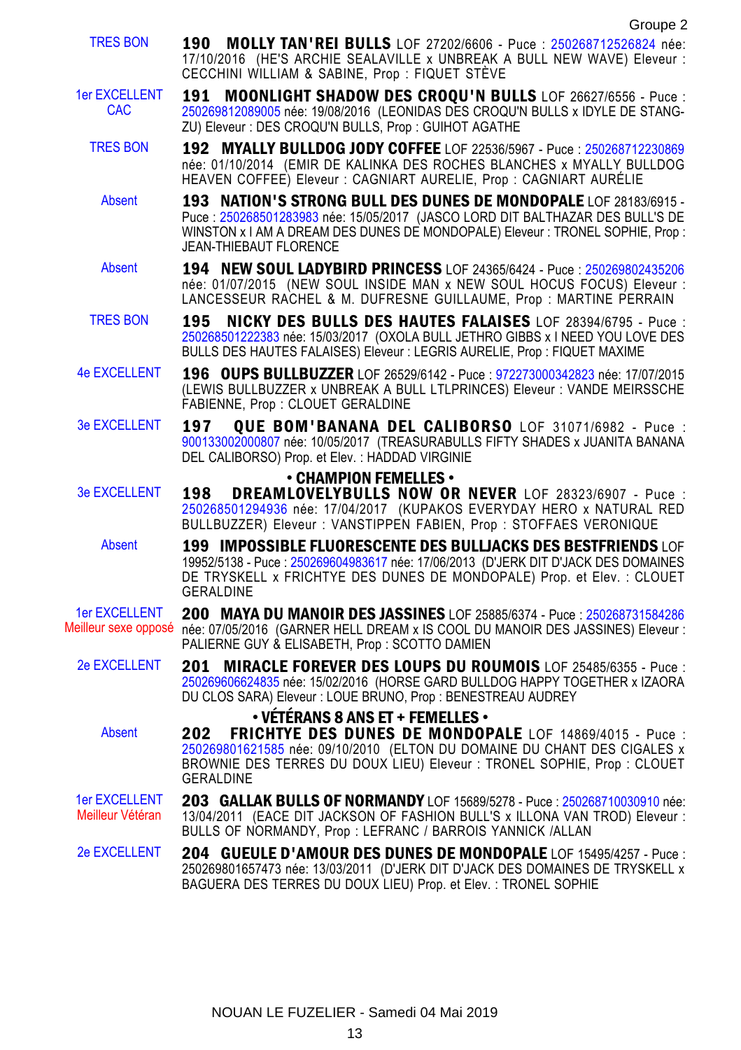Groupe 2

| Résultat | Chien |
|---|---|
| TRES BON | **190 MOLLY TAN'REI BULLS** LOF 27202/6606 - Puce : 250268712526824 née: 17/10/2016 (HE'S ARCHIE SEALAVILLE x UNBREAK A BULL NEW WAVE) Eleveur : CECCHINI WILLIAM & SABINE, Prop : FIQUET STÈVE |
| 1er EXCELLENT CAC | **191 MOONLIGHT SHADOW DES CROQU'N BULLS** LOF 26627/6556 - Puce : 250269812089005 née: 19/08/2016 (LEONIDAS DES CROQU'N BULLS x IDYLE DE STANG-ZU) Eleveur : DES CROQU'N BULLS, Prop : GUIHOT AGATHE |
| TRES BON | **192 MYALLY BULLDOG JODY COFFEE** LOF 22536/5967 - Puce : 250268712230869 née: 01/10/2014 (EMIR DE KALINKA DES ROCHES BLANCHES x MYALLY BULLDOG HEAVEN COFFEE) Eleveur : CAGNIART AURELIE, Prop : CAGNIART AURÉLIE |
| Absent | **193 NATION'S STRONG BULL DES DUNES DE MONDOPALE** LOF 28183/6915 - Puce : 250268501283983 née: 15/05/2017 (JASCO LORD DIT BALTHAZAR DES BULL'S DE WINSTON x I AM A DREAM DES DUNES DE MONDOPALE) Eleveur : TRONEL SOPHIE, Prop : JEAN-THIEBAUT FLORENCE |
| Absent | **194 NEW SOUL LADYBIRD PRINCESS** LOF 24365/6424 - Puce : 250269802435206 née: 01/07/2015 (NEW SOUL INSIDE MAN x NEW SOUL HOCUS FOCUS) Eleveur : LANCESSEUR RACHEL & M. DUFRESNE GUILLAUME, Prop : MARTINE PERRAIN |
| TRES BON | **195 NICKY DES BULLS DES HAUTES FALAISES** LOF 28394/6795 - Puce : 250268501222383 née: 15/03/2017 (OXOLA BULL JETHRO GIBBS x I NEED YOU LOVE DES BULLS DES HAUTES FALAISES) Eleveur : LEGRIS AURELIE, Prop : FIQUET MAXIME |
| 4e EXCELLENT | **196 OUPS BULLBUZZER** LOF 26529/6142 - Puce : 972273000342823 née: 17/07/2015 (LEWIS BULLBUZZER x UNBREAK A BULL LTLPRINCES) Eleveur : VANDE MEIRSSCHE FABIENNE, Prop : CLOUET GERALDINE |
| 3e EXCELLENT | **197 QUE BOM'BANANA DEL CALIBORSO** LOF 31071/6982 - Puce : 900133002000807 née: 10/05/2017 (TREASURABULLS FIFTY SHADES x JUANITA BANANA DEL CALIBORSO) Prop. et Elev. : HADDAD VIRGINIE |

**• CHAMPION FEMELLES •**

| Résultat | Chien |
|---|---|
| 3e EXCELLENT | **198 DREAMLOVELYBULLS NOW OR NEVER** LOF 28323/6907 - Puce : 250268501294936 née: 17/04/2017 (KUPAKOS EVERYDAY HERO x NATURAL RED BULLBUZZER) Eleveur : VANSTIPPEN FABIEN, Prop : STOFFAES VERONIQUE |
| Absent | **199 IMPOSSIBLE FLUORESCENTE DES BULLJACKS DES BESTFRIENDS** LOF 19952/5138 - Puce : 250269604983617 née: 17/06/2013 (D'JERK DIT D'JACK DES DOMAINES DE TRYSKELL x FRICHTYE DES DUNES DE MONDOPALE) Prop. et Elev. : CLOUET GERALDINE |
| 1er EXCELLENT Meilleur sexe opposé | **200 MAYA DU MANOIR DES JASSINES** LOF 25885/6374 - Puce : 250268731584286 née: 07/05/2016 (GARNER HELL DREAM x IS COOL DU MANOIR DES JASSINES) Eleveur : PALIERNE GUY & ELISABETH, Prop : SCOTTO DAMIEN |
| 2e EXCELLENT | **201 MIRACLE FOREVER DES LOUPS DU ROUMOIS** LOF 25485/6355 - Puce : 250269606624835 née: 15/02/2016 (HORSE GARD BULLDOG HAPPY TOGETHER x IZAORA DU CLOS SARA) Eleveur : LOUE BRUNO, Prop : BENESTREAU AUDREY |

**• VÉTÉRANS 8 ANS ET + FEMELLES •**

| Résultat | Chien |
|---|---|
| Absent | **202 FRICHTYE DES DUNES DE MONDOPALE** LOF 14869/4015 - Puce : 250269801621585 née: 09/10/2010 (ELTON DU DOMAINE DU CHANT DES CIGALES x BROWNIE DES TERRES DU DOUX LIEU) Eleveur : TRONEL SOPHIE, Prop : CLOUET GERALDINE |
| 1er EXCELLENT Meilleur Vétéran | **203 GALLAK BULLS OF NORMANDY** LOF 15689/5278 - Puce : 250268710030910 née: 13/04/2011 (EACE DIT JACKSON OF FASHION BULL'S x ILLONA VAN TROD) Eleveur : BULLS OF NORMANDY, Prop : LEFRANC / BARROIS YANNICK /ALLAN |
| 2e EXCELLENT | **204 GUEULE D'AMOUR DES DUNES DE MONDOPALE** LOF 15495/4257 - Puce : 250269801657473 née: 13/03/2011 (D'JERK DIT D'JACK DES DOMAINES DE TRYSKELL x BAGUERA DES TERRES DU DOUX LIEU) Prop. et Elev. : TRONEL SOPHIE |

NOUAN LE FUZELIER - Samedi 04 Mai 2019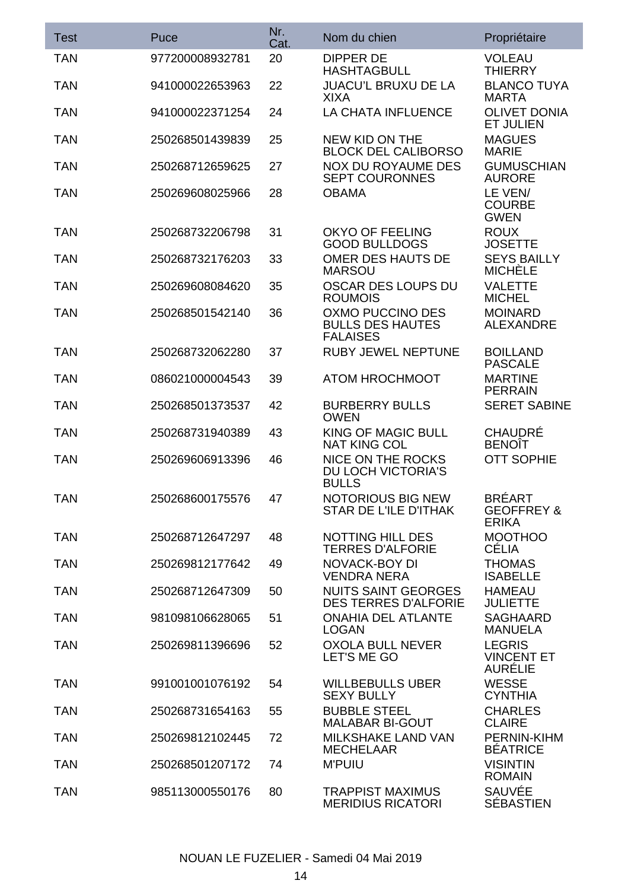| Test | Puce | Nr. Cat. | Nom du chien | Propriétaire |
| --- | --- | --- | --- | --- |
| TAN | 977200008932781 | 20 | DIPPER DE HASHTAGBULL | VOLEAU THIERRY |
| TAN | 941000022653963 | 22 | JUACU'L BRUXU DE LA XIXA | BLANCO TUYA MARTA |
| TAN | 941000022371254 | 24 | LA CHATA INFLUENCE | OLIVET DONIA ET JULIEN |
| TAN | 250268501439839 | 25 | NEW KID ON THE BLOCK DEL CALIBORSO | MAGUES MARIE |
| TAN | 250268712659625 | 27 | NOX DU ROYAUME DES SEPT COURONNES | GUMUSCHIAN AURORE |
| TAN | 250269608025966 | 28 | OBAMA | LE VEN/ COURBE GWEN |
| TAN | 250268732206798 | 31 | OKYO OF FEELING GOOD BULLDOGS | ROUX JOSETTE |
| TAN | 250268732176203 | 33 | OMER DES HAUTS DE MARSOU | SEYS BAILLY MICHÈLE |
| TAN | 250269608084620 | 35 | OSCAR DES LOUPS DU ROUMOIS | VALETTE MICHEL |
| TAN | 250268501542140 | 36 | OXMO PUCCINO DES BULLS DES HAUTES FALAISES | MOINARD ALEXANDRE |
| TAN | 250268732062280 | 37 | RUBY JEWEL NEPTUNE | BOILLAND PASCALE |
| TAN | 086021000004543 | 39 | ATOM HROCHMOOT | MARTINE PERRAIN |
| TAN | 250268501373537 | 42 | BURBERRY BULLS OWEN | SERET SABINE |
| TAN | 250268731940389 | 43 | KING OF MAGIC BULL NAT KING COL | CHAUDRÉ BENOÎT |
| TAN | 250269606913396 | 46 | NICE ON THE ROCKS DU LOCH VICTORIA'S BULLS | OTT SOPHIE |
| TAN | 250268600175576 | 47 | NOTORIOUS BIG NEW STAR DE L'ILE D'ITHAK | BRÉART GEOFFREY & ERIKA |
| TAN | 250268712647297 | 48 | NOTTING HILL DES TERRES D'ALFORIE | MOOTHOO CÉLIA |
| TAN | 250269812177642 | 49 | NOVACK-BOY DI VENDRA NERA | THOMAS ISABELLE |
| TAN | 250268712647309 | 50 | NUITS SAINT GEORGES DES TERRES D'ALFORIE | HAMEAU JULIETTE |
| TAN | 981098106628065 | 51 | ONAHIA DEL ATLANTE LOGAN | SAGHAARD MANUELA |
| TAN | 250269811396696 | 52 | OXOLA BULL NEVER LET'S ME GO | LEGRIS VINCENT ET AURÉLIE |
| TAN | 991001001076192 | 54 | WILLBEBULLS UBER SEXY BULLY | WESSE CYNTHIA |
| TAN | 250268731654163 | 55 | BUBBLE STEEL MALABAR BI-GOUT | CHARLES CLAIRE |
| TAN | 250269812102445 | 72 | MILKSHAKE LAND VAN MECHELAAR | PERNIN-KIHM BÉATRICE |
| TAN | 250268501207172 | 74 | M'PUIU | VISINTIN ROMAIN |
| TAN | 985113000550176 | 80 | TRAPPIST MAXIMUS MERIDIUS RICATORI | SAUVÉE SÉBASTIEN |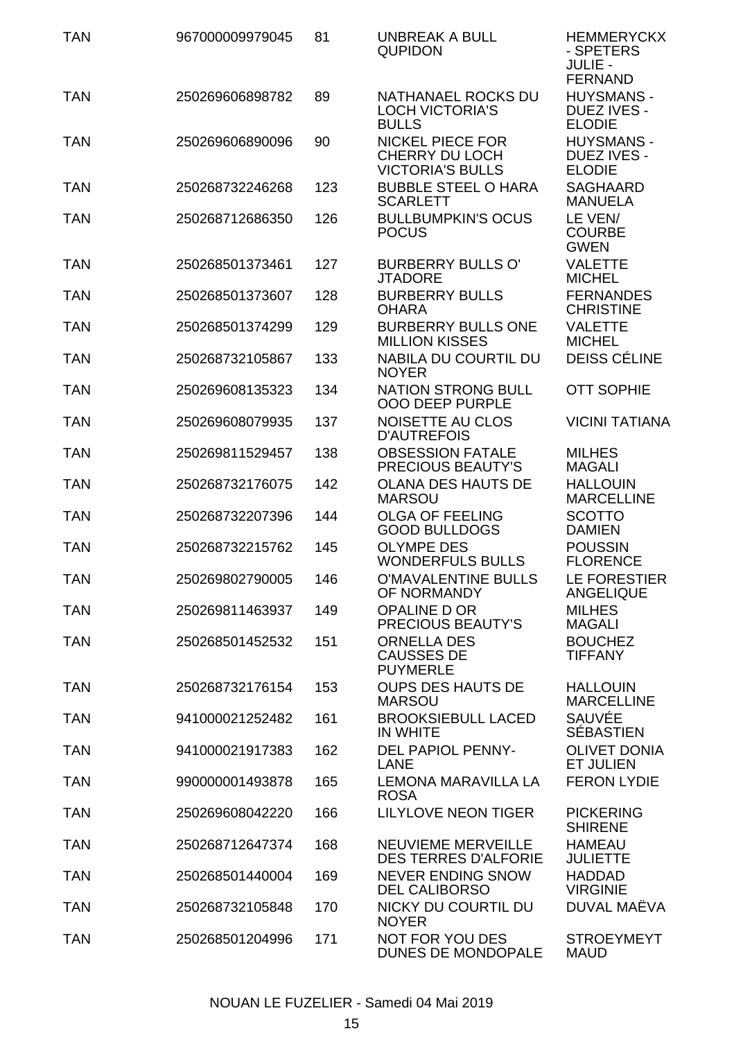| | | | | |
|---|---|---|---|---|
| TAN | 967000009979045 | 81 | UNBREAK A BULL QUPIDON | HEMMERYCKX - SPETERS JULIE - FERNAND |
| TAN | 250269606898782 | 89 | NATHANAEL ROCKS DU LOCH VICTORIA'S BULLS | HUYSMANS - DUEZ IVES - ELODIE |
| TAN | 250269606890096 | 90 | NICKEL PIECE FOR CHERRY DU LOCH VICTORIA'S BULLS | HUYSMANS - DUEZ IVES - ELODIE |
| TAN | 250268732246268 | 123 | BUBBLE STEEL O HARA SCARLETT | SAGHAARD MANUELA |
| TAN | 250268712686350 | 126 | BULLBUMPKIN'S OCUS POCUS | LE VEN/ COURBE GWEN |
| TAN | 250268501373461 | 127 | BURBERRY BULLS O' JTADORE | VALETTE MICHEL |
| TAN | 250268501373607 | 128 | BURBERRY BULLS OHARA | FERNANDES CHRISTINE |
| TAN | 250268501374299 | 129 | BURBERRY BULLS ONE MILLION KISSES | VALETTE MICHEL |
| TAN | 250268732105867 | 133 | NABILA DU COURTIL DU NOYER | DEISS CÉLINE |
| TAN | 250269608135323 | 134 | NATION STRONG BULL OOO DEEP PURPLE | OTT SOPHIE |
| TAN | 250269608079935 | 137 | NOISETTE AU CLOS D'AUTREFOIS | VICINI TATIANA |
| TAN | 250269811529457 | 138 | OBSESSION FATALE PRECIOUS BEAUTY'S | MILHES MAGALI |
| TAN | 250268732176075 | 142 | OLANA DES HAUTS DE MARSOU | HALLOUIN MARCELLINE |
| TAN | 250268732207396 | 144 | OLGA OF FEELING GOOD BULLDOGS | SCOTTO DAMIEN |
| TAN | 250268732215762 | 145 | OLYMPE DES WONDERFULS BULLS | POUSSIN FLORENCE |
| TAN | 250269802790005 | 146 | O'MAVALENTINE BULLS OF NORMANDY | LE FORESTIER ANGELIQUE |
| TAN | 250269811463937 | 149 | OPALINE D OR PRECIOUS BEAUTY'S | MILHES MAGALI |
| TAN | 250268501452532 | 151 | ORNELLA DES CAUSSES DE PUYMERLE | BOUCHEZ TIFFANY |
| TAN | 250268732176154 | 153 | OUPS DES HAUTS DE MARSOU | HALLOUIN MARCELLINE |
| TAN | 941000021252482 | 161 | BROOKSIEBULL LACED IN WHITE | SAUVÉE SÉBASTIEN |
| TAN | 941000021917383 | 162 | DEL PAPIOL PENNY-LANE | OLIVET DONIA ET JULIEN |
| TAN | 990000001493878 | 165 | LEMONA MARAVILLA LA ROSA | FERON LYDIE |
| TAN | 250269608042220 | 166 | LILYLOVE NEON TIGER | PICKERING SHIRENE |
| TAN | 250268712647374 | 168 | NEUVIEME MERVEILLE DES TERRES D'ALFORIE | HAMEAU JULIETTE |
| TAN | 250268501440004 | 169 | NEVER ENDING SNOW DEL CALIBORSO | HADDAD VIRGINIE |
| TAN | 250268732105848 | 170 | NICKY DU COURTIL DU NOYER | DUVAL MAËVA |
| TAN | 250268501204996 | 171 | NOT FOR YOU DES DUNES DE MONDOPALE | STROEYMEYT MAUD |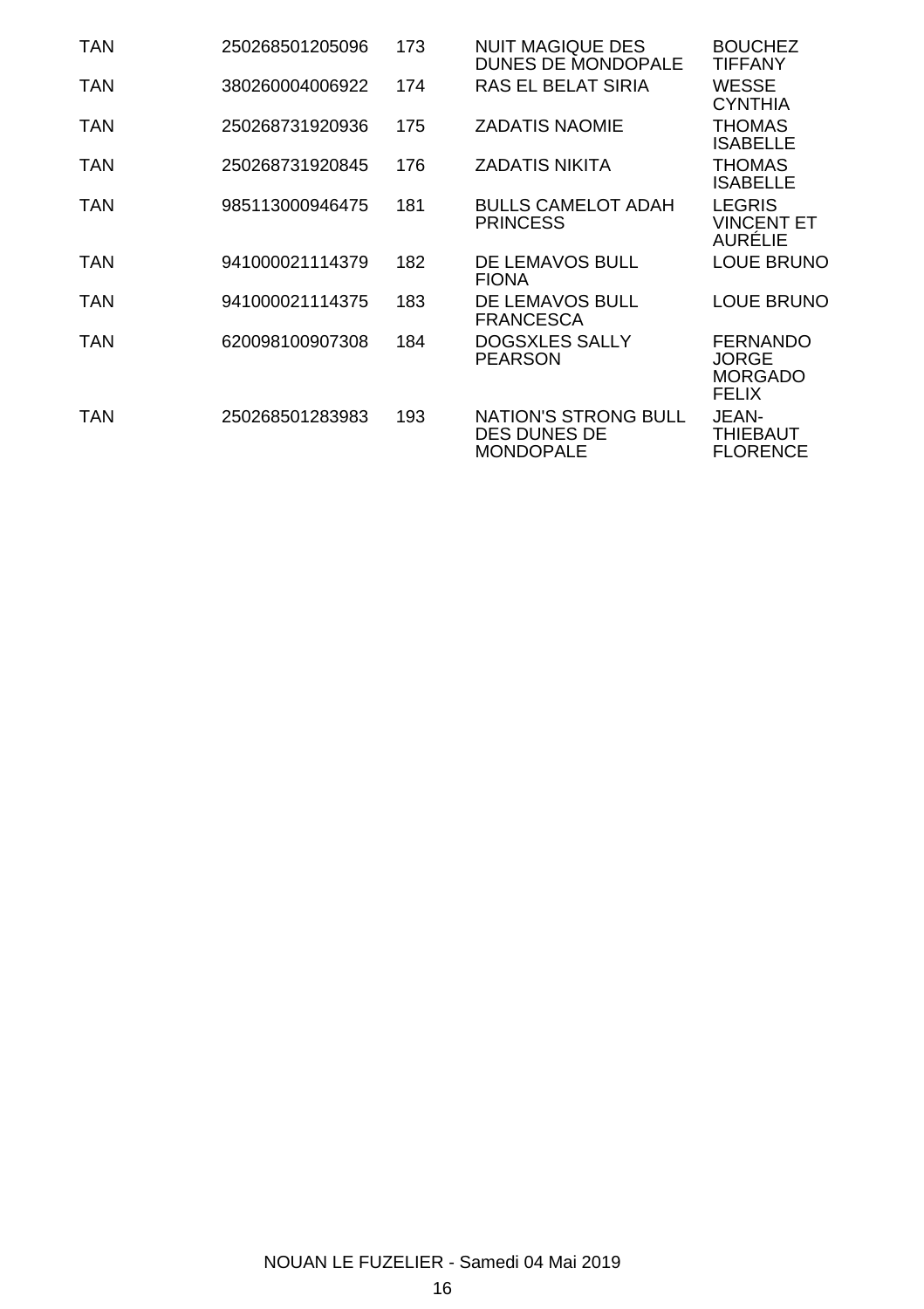| | | | | |
|---|---|---|---|---|
| TAN | 250268501205096 | 173 | NUIT MAGIQUE DES DUNES DE MONDOPALE | BOUCHEZ TIFFANY |
| TAN | 380260004006922 | 174 | RAS EL BELAT SIRIA | WESSE CYNTHIA |
| TAN | 250268731920936 | 175 | ZADATIS NAOMIE | THOMAS ISABELLE |
| TAN | 250268731920845 | 176 | ZADATIS NIKITA | THOMAS ISABELLE |
| TAN | 985113000946475 | 181 | BULLS CAMELOT ADAH PRINCESS | LEGRIS VINCENT ET AURÉLIE |
| TAN | 941000021114379 | 182 | DE LEMAVOS BULL FIONA | LOUE BRUNO |
| TAN | 941000021114375 | 183 | DE LEMAVOS BULL FRANCESCA | LOUE BRUNO |
| TAN | 620098100907308 | 184 | DOGSXLES SALLY PEARSON | FERNANDO JORGE MORGADO FELIX |
| TAN | 250268501283983 | 193 | NATION'S STRONG BULL DES DUNES DE MONDOPALE | JEAN-THIEBAUT FLORENCE |

NOUAN LE FUZELIER - Samedi 04 Mai 2019